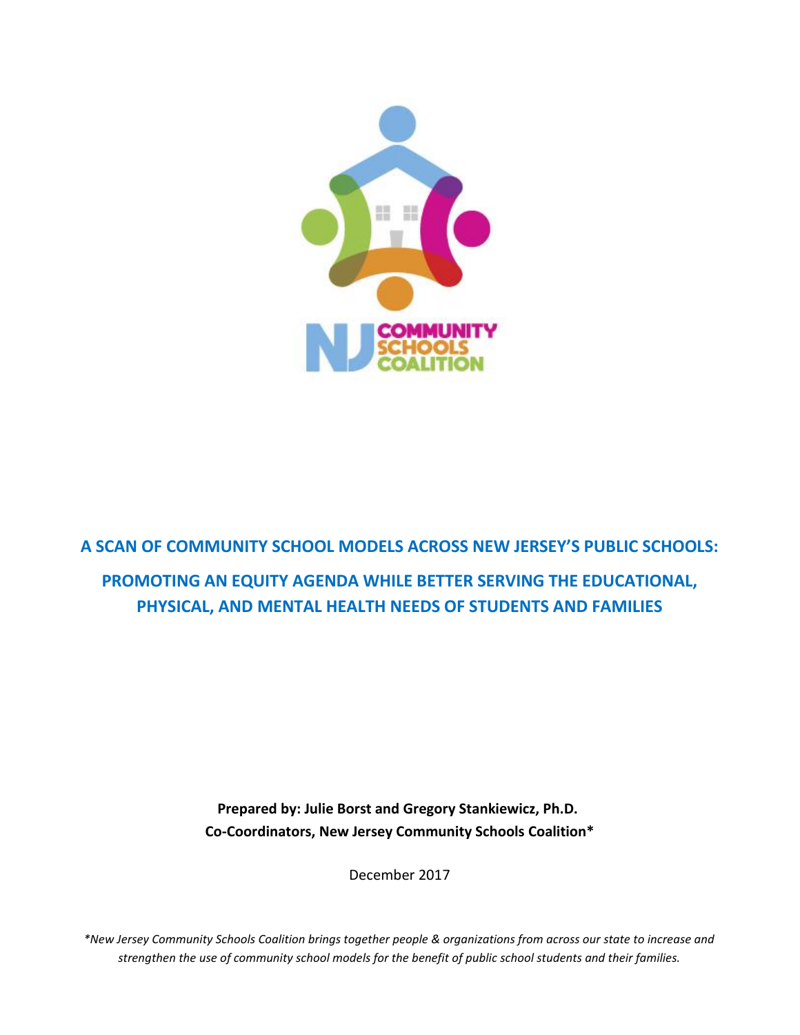# A SCAN OF COMMUNITY SCHOOL MODELS ACROSS NEW JERSEY'S PUBLIC SCHOOLS:

## PROMOTING AN EQUITY AGENDA WHILE BETTER SERVING THE EDUCATIONAL, PHYSICAL, AND MENTAL HEALTH NEEDS OF STUDENTS AND FAMILIES

**Prepared by: Julie Borst and Gregory Stankiewicz, Ph.D.**
**Co-Coordinators, New Jersey Community Schools Coalition***

December 2017

*\*New Jersey Community Schools Coalition brings together people & organizations from across our state to increase and strengthen the use of community school models for the benefit of public school students and their families.*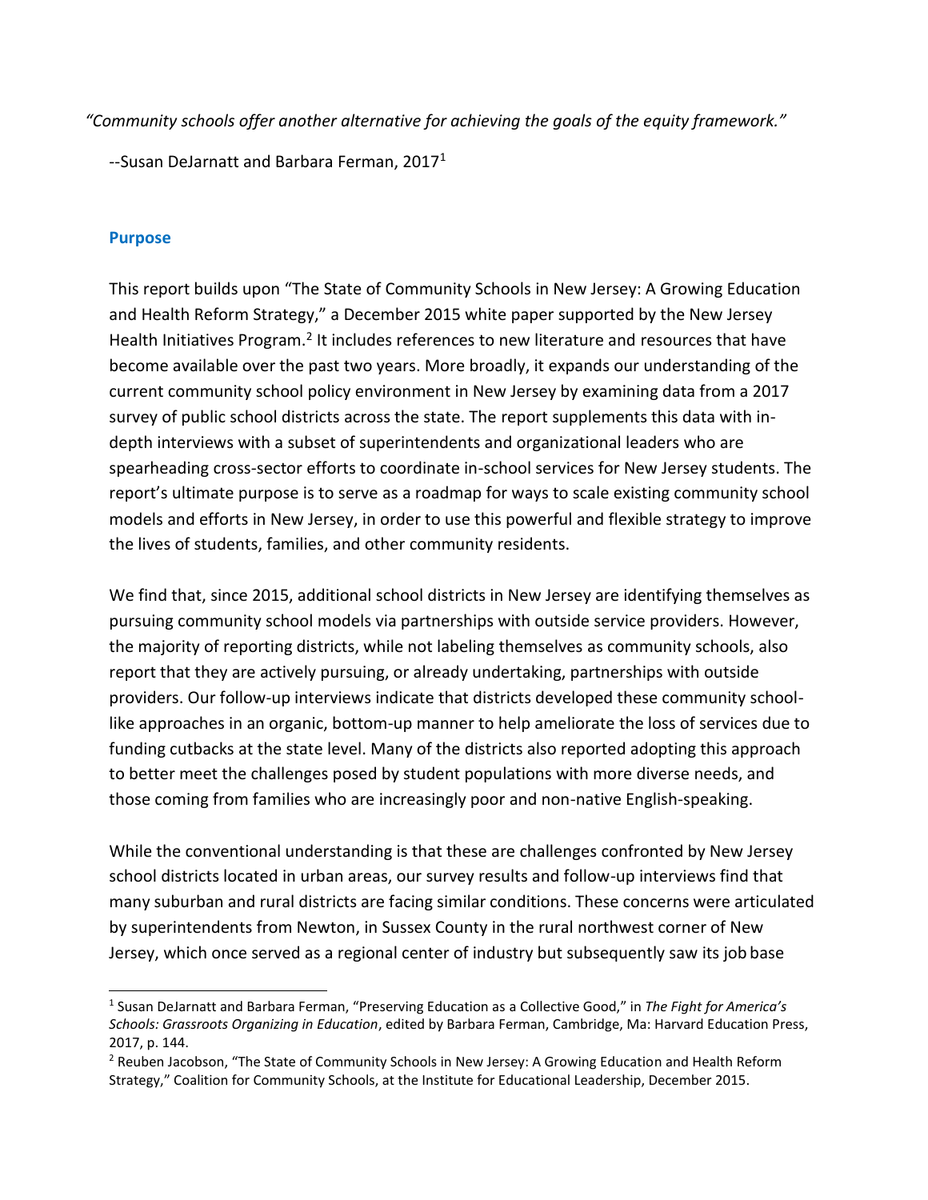*"Community schools offer another alternative for achieving the goals of the equity framework."*

--Susan DeJarnatt and Barbara Ferman, 2017[1]

## Purpose

This report builds upon "The State of Community Schools in New Jersey: A Growing Education and Health Reform Strategy," a December 2015 white paper supported by the New Jersey Health Initiatives Program.[2] It includes references to new literature and resources that have become available over the past two years. More broadly, it expands our understanding of the current community school policy environment in New Jersey by examining data from a 2017 survey of public school districts across the state. The report supplements this data with in-depth interviews with a subset of superintendents and organizational leaders who are spearheading cross-sector efforts to coordinate in-school services for New Jersey students. The report's ultimate purpose is to serve as a roadmap for ways to scale existing community school models and efforts in New Jersey, in order to use this powerful and flexible strategy to improve the lives of students, families, and other community residents.

We find that, since 2015, additional school districts in New Jersey are identifying themselves as pursuing community school models via partnerships with outside service providers. However, the majority of reporting districts, while not labeling themselves as community schools, also report that they are actively pursuing, or already undertaking, partnerships with outside providers. Our follow-up interviews indicate that districts developed these community school-like approaches in an organic, bottom-up manner to help ameliorate the loss of services due to funding cutbacks at the state level. Many of the districts also reported adopting this approach to better meet the challenges posed by student populations with more diverse needs, and those coming from families who are increasingly poor and non-native English-speaking.

While the conventional understanding is that these are challenges confronted by New Jersey school districts located in urban areas, our survey results and follow-up interviews find that many suburban and rural districts are facing similar conditions. These concerns were articulated by superintendents from Newton, in Sussex County in the rural northwest corner of New Jersey, which once served as a regional center of industry but subsequently saw its job base

---

[1] Susan DeJarnatt and Barbara Ferman, "Preserving Education as a Collective Good," in *The Fight for America's Schools: Grassroots Organizing in Education*, edited by Barbara Ferman, Cambridge, Ma: Harvard Education Press, 2017, p. 144.

[2] Reuben Jacobson, "The State of Community Schools in New Jersey: A Growing Education and Health Reform Strategy," Coalition for Community Schools, at the Institute for Educational Leadership, December 2015.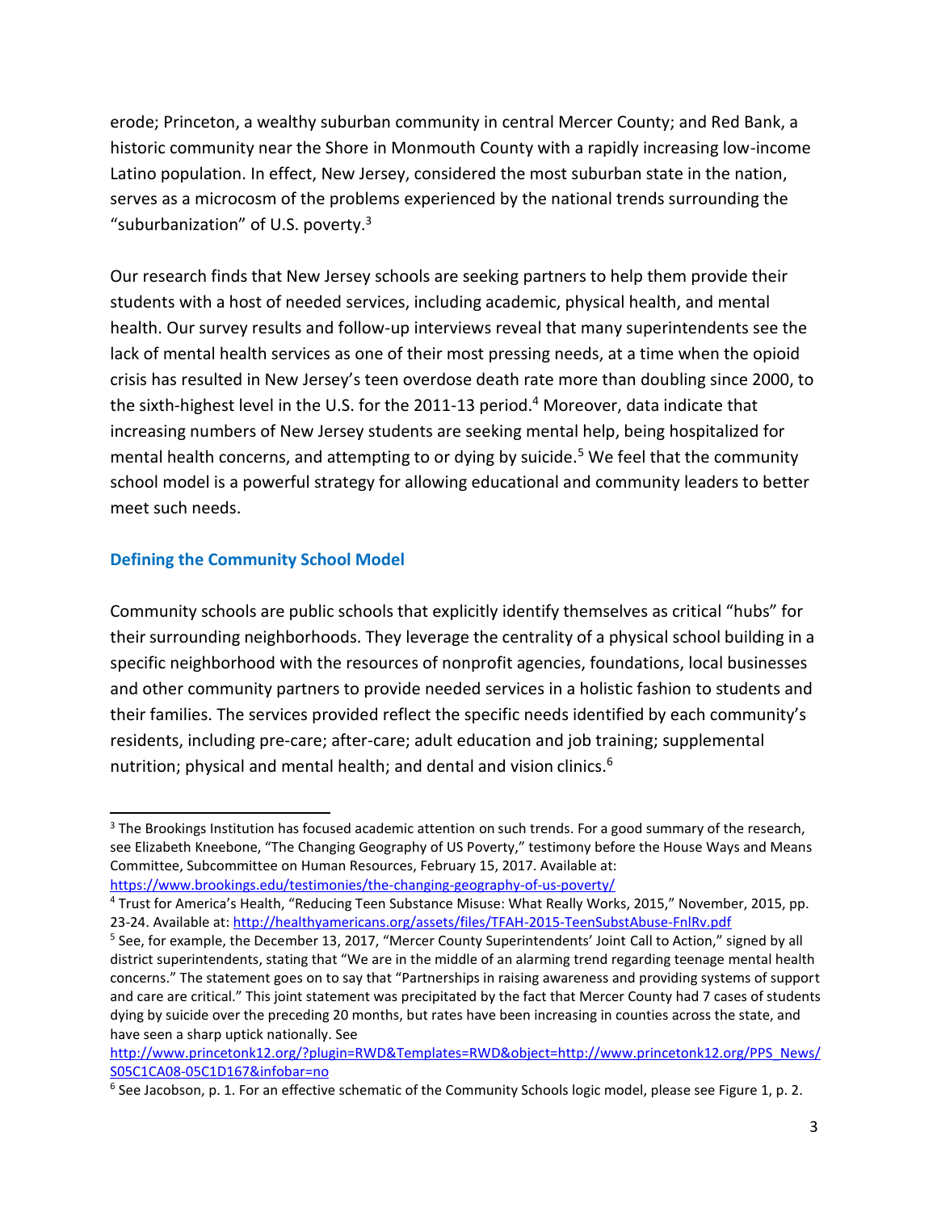erode; Princeton, a wealthy suburban community in central Mercer County; and Red Bank, a historic community near the Shore in Monmouth County with a rapidly increasing low-income Latino population. In effect, New Jersey, considered the most suburban state in the nation, serves as a microcosm of the problems experienced by the national trends surrounding the "suburbanization" of U.S. poverty.[3]

Our research finds that New Jersey schools are seeking partners to help them provide their students with a host of needed services, including academic, physical health, and mental health. Our survey results and follow-up interviews reveal that many superintendents see the lack of mental health services as one of their most pressing needs, at a time when the opioid crisis has resulted in New Jersey's teen overdose death rate more than doubling since 2000, to the sixth-highest level in the U.S. for the 2011-13 period.[4] Moreover, data indicate that increasing numbers of New Jersey students are seeking mental help, being hospitalized for mental health concerns, and attempting to or dying by suicide.[5] We feel that the community school model is a powerful strategy for allowing educational and community leaders to better meet such needs.

### Defining the Community School Model

Community schools are public schools that explicitly identify themselves as critical "hubs" for their surrounding neighborhoods. They leverage the centrality of a physical school building in a specific neighborhood with the resources of nonprofit agencies, foundations, local businesses and other community partners to provide needed services in a holistic fashion to students and their families. The services provided reflect the specific needs identified by each community's residents, including pre-care; after-care; adult education and job training; supplemental nutrition; physical and mental health; and dental and vision clinics.[6]

---

[3] The Brookings Institution has focused academic attention on such trends. For a good summary of the research, see Elizabeth Kneebone, "The Changing Geography of US Poverty," testimony before the House Ways and Means Committee, Subcommittee on Human Resources, February 15, 2017. Available at: https://www.brookings.edu/testimonies/the-changing-geography-of-us-poverty/

[4] Trust for America's Health, "Reducing Teen Substance Misuse: What Really Works, 2015," November, 2015, pp. 23-24. Available at: http://healthyamericans.org/assets/files/TFAH-2015-TeenSubstAbuse-FnlRv.pdf

[5] See, for example, the December 13, 2017, "Mercer County Superintendents' Joint Call to Action," signed by all district superintendents, stating that "We are in the middle of an alarming trend regarding teenage mental health concerns." The statement goes on to say that "Partnerships in raising awareness and providing systems of support and care are critical." This joint statement was precipitated by the fact that Mercer County had 7 cases of students dying by suicide over the preceding 20 months, but rates have been increasing in counties across the state, and have seen a sharp uptick nationally. See http://www.princetonk12.org/?plugin=RWD&Templates=RWD&object=http://www.princetonk12.org/PPS_News/S05C1CA08-05C1D167&infobar=no

[6] See Jacobson, p. 1. For an effective schematic of the Community Schools logic model, please see Figure 1, p. 2.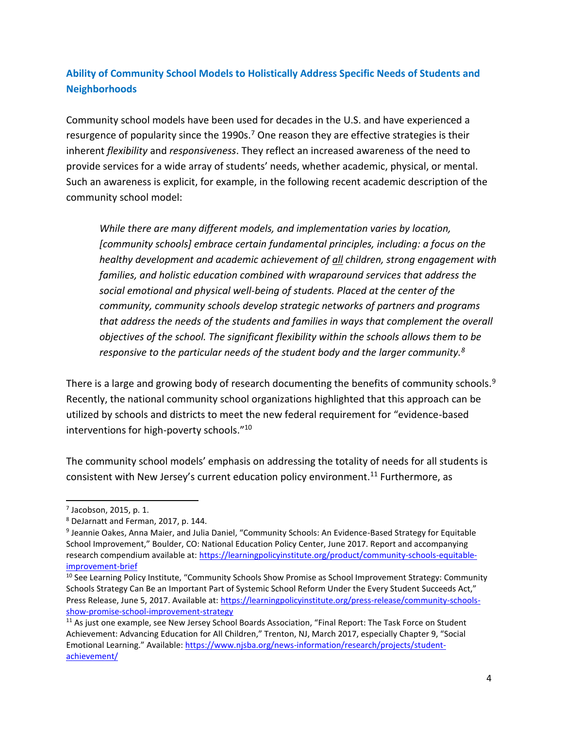## Ability of Community School Models to Holistically Address Specific Needs of Students and Neighborhoods

Community school models have been used for decades in the U.S. and have experienced a resurgence of popularity since the 1990s.[7] One reason they are effective strategies is their inherent *flexibility* and *responsiveness*. They reflect an increased awareness of the need to provide services for a wide array of students' needs, whether academic, physical, or mental. Such an awareness is explicit, for example, in the following recent academic description of the community school model:

> *While there are many different models, and implementation varies by location, [community schools] embrace certain fundamental principles, including: a focus on the healthy development and academic achievement of <u>all</u> children, strong engagement with families, and holistic education combined with wraparound services that address the social emotional and physical well-being of students. Placed at the center of the community, community schools develop strategic networks of partners and programs that address the needs of the students and families in ways that complement the overall objectives of the school. The significant flexibility within the schools allows them to be responsive to the particular needs of the student body and the larger community.*[8]

There is a large and growing body of research documenting the benefits of community schools.[9] Recently, the national community school organizations highlighted that this approach can be utilized by schools and districts to meet the new federal requirement for "evidence-based interventions for high-poverty schools."[10]

The community school models' emphasis on addressing the totality of needs for all students is consistent with New Jersey's current education policy environment.[11] Furthermore, as

---

[7] Jacobson, 2015, p. 1.

[8] DeJarnatt and Ferman, 2017, p. 144.

[9] Jeannie Oakes, Anna Maier, and Julia Daniel, "Community Schools: An Evidence-Based Strategy for Equitable School Improvement," Boulder, CO: National Education Policy Center, June 2017. Report and accompanying research compendium available at: https://learningpolicyinstitute.org/product/community-schools-equitable-improvement-brief

[10] See Learning Policy Institute, "Community Schools Show Promise as School Improvement Strategy: Community Schools Strategy Can Be an Important Part of Systemic School Reform Under the Every Student Succeeds Act," Press Release, June 5, 2017. Available at: https://learningpolicyinstitute.org/press-release/community-schools-show-promise-school-improvement-strategy

[11] As just one example, see New Jersey School Boards Association, "Final Report: The Task Force on Student Achievement: Advancing Education for All Children," Trenton, NJ, March 2017, especially Chapter 9, "Social Emotional Learning." Available: https://www.njsba.org/news-information/research/projects/student-achievement/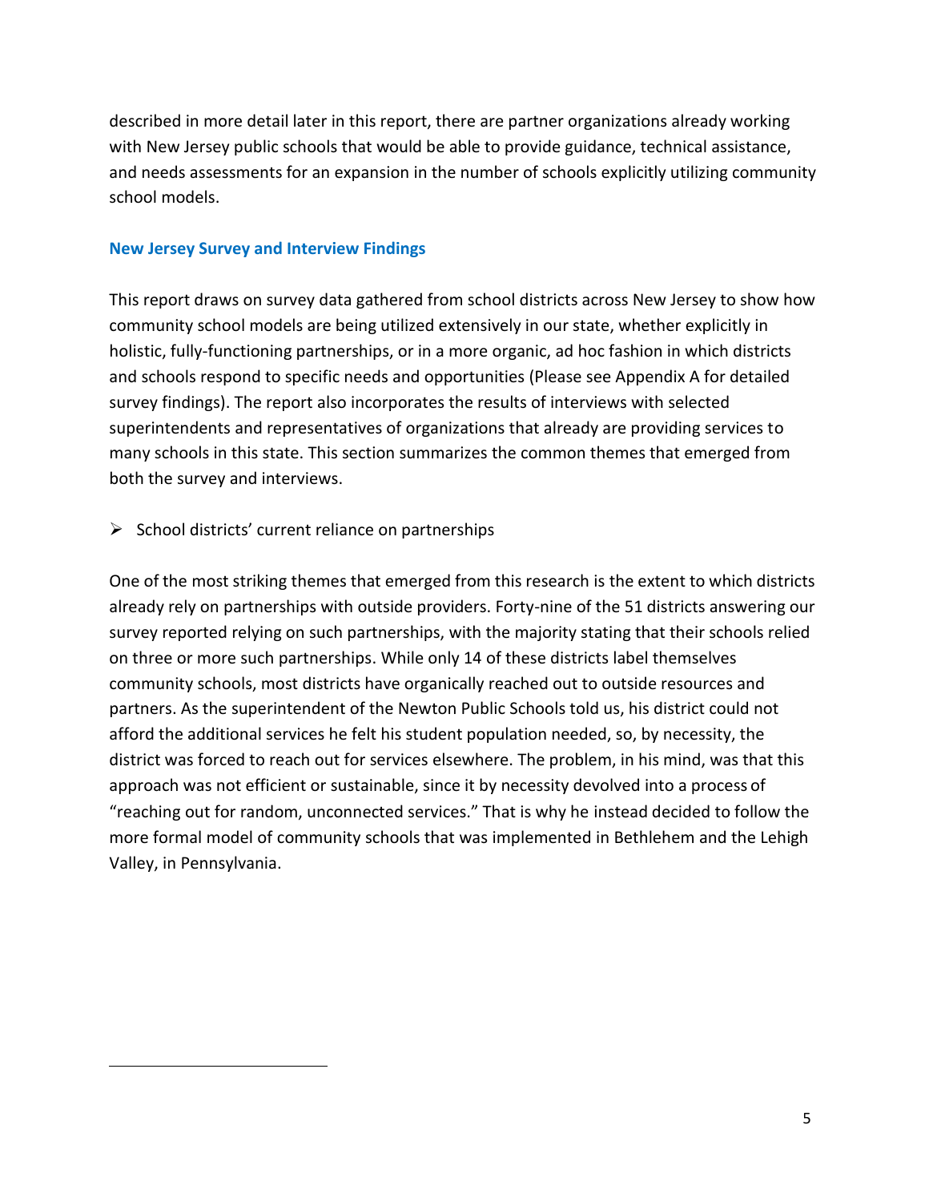described in more detail later in this report, there are partner organizations already working with New Jersey public schools that would be able to provide guidance, technical assistance, and needs assessments for an expansion in the number of schools explicitly utilizing community school models.

## New Jersey Survey and Interview Findings

This report draws on survey data gathered from school districts across New Jersey to show how community school models are being utilized extensively in our state, whether explicitly in holistic, fully-functioning partnerships, or in a more organic, ad hoc fashion in which districts and schools respond to specific needs and opportunities (Please see Appendix A for detailed survey findings). The report also incorporates the results of interviews with selected superintendents and representatives of organizations that already are providing services to many schools in this state. This section summarizes the common themes that emerged from both the survey and interviews.

- School districts' current reliance on partnerships

One of the most striking themes that emerged from this research is the extent to which districts already rely on partnerships with outside providers. Forty-nine of the 51 districts answering our survey reported relying on such partnerships, with the majority stating that their schools relied on three or more such partnerships. While only 14 of these districts label themselves community schools, most districts have organically reached out to outside resources and partners. As the superintendent of the Newton Public Schools told us, his district could not afford the additional services he felt his student population needed, so, by necessity, the district was forced to reach out for services elsewhere. The problem, in his mind, was that this approach was not efficient or sustainable, since it by necessity devolved into a process of "reaching out for random, unconnected services." That is why he instead decided to follow the more formal model of community schools that was implemented in Bethlehem and the Lehigh Valley, in Pennsylvania.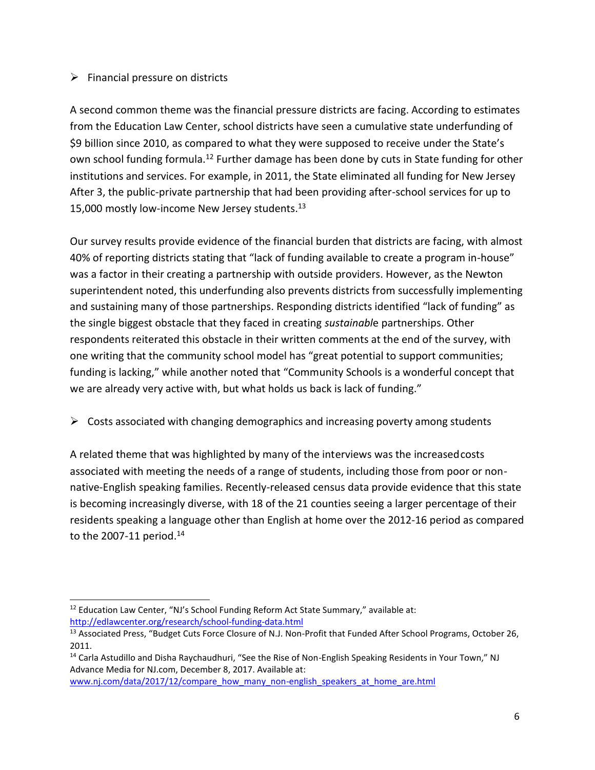- Financial pressure on districts

A second common theme was the financial pressure districts are facing. According to estimates from the Education Law Center, school districts have seen a cumulative state underfunding of $9 billion since 2010, as compared to what they were supposed to receive under the State's own school funding formula.[12] Further damage has been done by cuts in State funding for other institutions and services. For example, in 2011, the State eliminated all funding for New Jersey After 3, the public-private partnership that had been providing after-school services for up to 15,000 mostly low-income New Jersey students.[13]

Our survey results provide evidence of the financial burden that districts are facing, with almost 40% of reporting districts stating that "lack of funding available to create a program in-house" was a factor in their creating a partnership with outside providers. However, as the Newton superintendent noted, this underfunding also prevents districts from successfully implementing and sustaining many of those partnerships. Responding districts identified "lack of funding" as the single biggest obstacle that they faced in creating *sustainabl*e partnerships. Other respondents reiterated this obstacle in their written comments at the end of the survey, with one writing that the community school model has "great potential to support communities; funding is lacking," while another noted that "Community Schools is a wonderful concept that we are already very active with, but what holds us back is lack of funding."

- Costs associated with changing demographics and increasing poverty among students

A related theme that was highlighted by many of the interviews was the increased costs associated with meeting the needs of a range of students, including those from poor or non-native-English speaking families. Recently-released census data provide evidence that this state is becoming increasingly diverse, with 18 of the 21 counties seeing a larger percentage of their residents speaking a language other than English at home over the 2012-16 period as compared to the 2007-11 period.[14]

---

[12] Education Law Center, "NJ's School Funding Reform Act State Summary," available at: http://edlawcenter.org/research/school-funding-data.html

[13] Associated Press, "Budget Cuts Force Closure of N.J. Non-Profit that Funded After School Programs, October 26, 2011.

[14] Carla Astudillo and Disha Raychaudhuri, "See the Rise of Non-English Speaking Residents in Your Town," NJ Advance Media for NJ.com, December 8, 2017. Available at: www.nj.com/data/2017/12/compare_how_many_non-english_speakers_at_home_are.html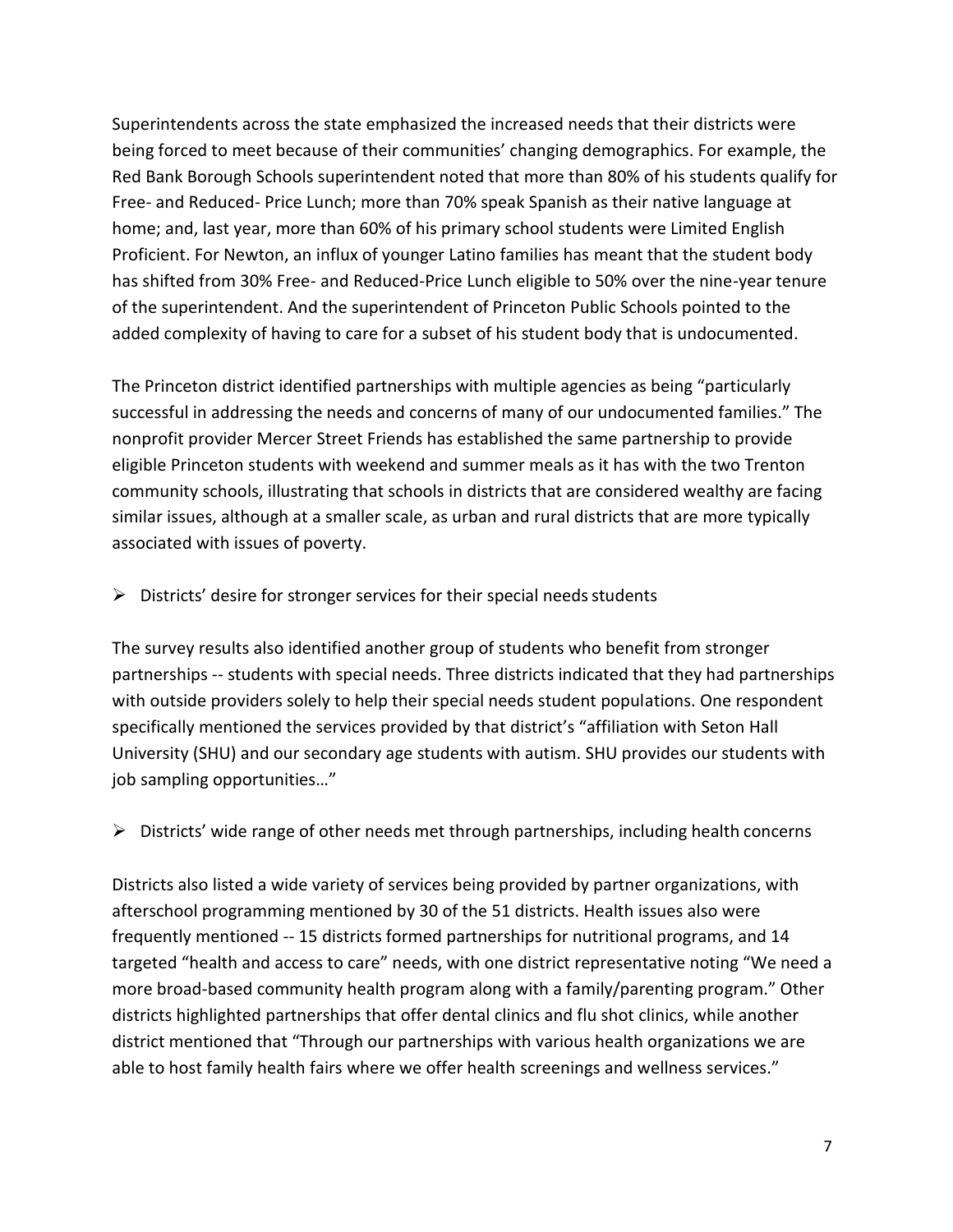Superintendents across the state emphasized the increased needs that their districts were being forced to meet because of their communities' changing demographics. For example, the Red Bank Borough Schools superintendent noted that more than 80% of his students qualify for Free- and Reduced- Price Lunch; more than 70% speak Spanish as their native language at home; and, last year, more than 60% of his primary school students were Limited English Proficient. For Newton, an influx of younger Latino families has meant that the student body has shifted from 30% Free- and Reduced-Price Lunch eligible to 50% over the nine-year tenure of the superintendent. And the superintendent of Princeton Public Schools pointed to the added complexity of having to care for a subset of his student body that is undocumented.

The Princeton district identified partnerships with multiple agencies as being "particularly successful in addressing the needs and concerns of many of our undocumented families." The nonprofit provider Mercer Street Friends has established the same partnership to provide eligible Princeton students with weekend and summer meals as it has with the two Trenton community schools, illustrating that schools in districts that are considered wealthy are facing similar issues, although at a smaller scale, as urban and rural districts that are more typically associated with issues of poverty.

- Districts' desire for stronger services for their special needs students

The survey results also identified another group of students who benefit from stronger partnerships -- students with special needs. Three districts indicated that they had partnerships with outside providers solely to help their special needs student populations. One respondent specifically mentioned the services provided by that district's "affiliation with Seton Hall University (SHU) and our secondary age students with autism. SHU provides our students with job sampling opportunities…"

- Districts' wide range of other needs met through partnerships, including health concerns

Districts also listed a wide variety of services being provided by partner organizations, with afterschool programming mentioned by 30 of the 51 districts. Health issues also were frequently mentioned -- 15 districts formed partnerships for nutritional programs, and 14 targeted "health and access to care" needs, with one district representative noting "We need a more broad-based community health program along with a family/parenting program." Other districts highlighted partnerships that offer dental clinics and flu shot clinics, while another district mentioned that "Through our partnerships with various health organizations we are able to host family health fairs where we offer health screenings and wellness services."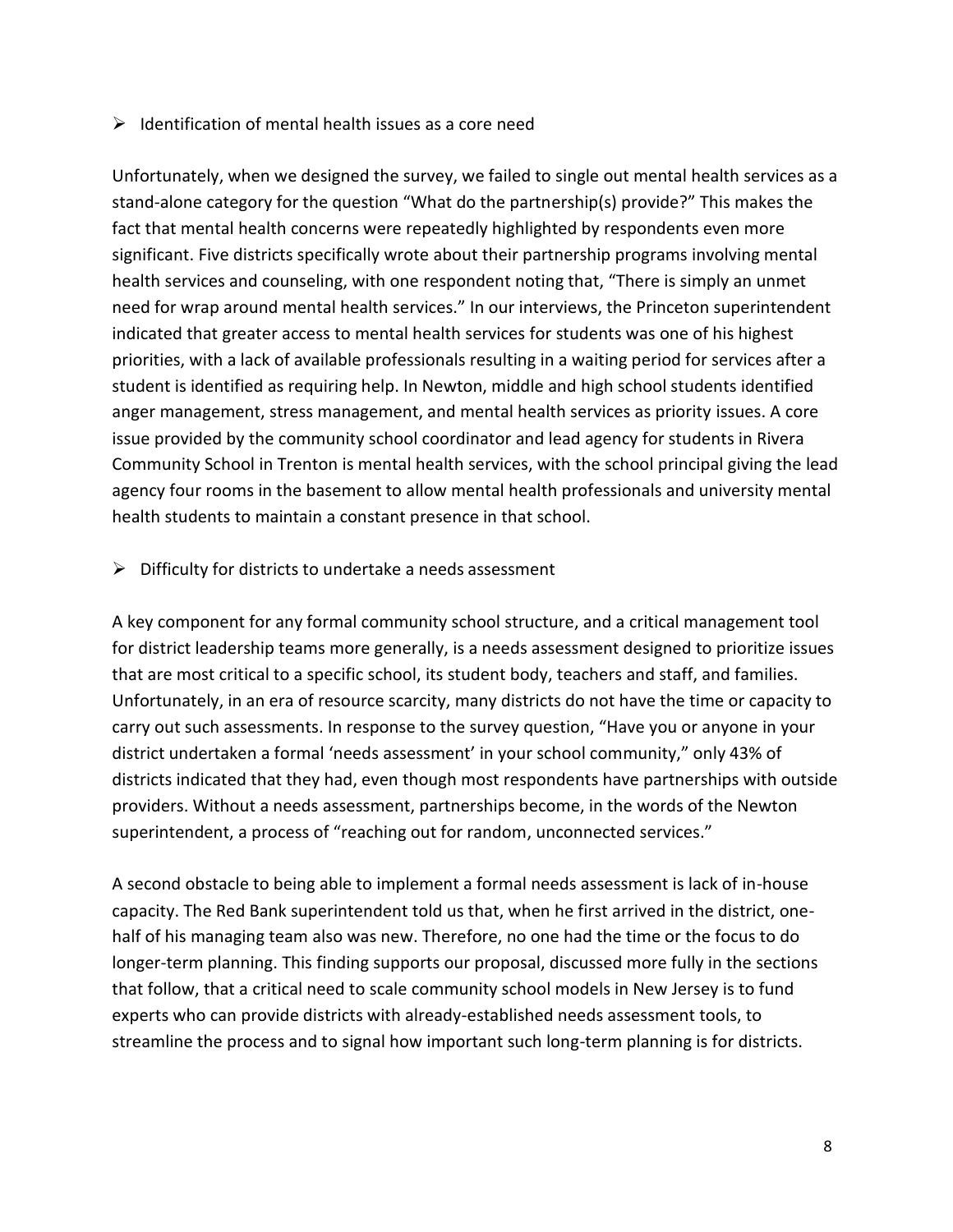- Identification of mental health issues as a core need

Unfortunately, when we designed the survey, we failed to single out mental health services as a stand-alone category for the question "What do the partnership(s) provide?" This makes the fact that mental health concerns were repeatedly highlighted by respondents even more significant. Five districts specifically wrote about their partnership programs involving mental health services and counseling, with one respondent noting that, "There is simply an unmet need for wrap around mental health services." In our interviews, the Princeton superintendent indicated that greater access to mental health services for students was one of his highest priorities, with a lack of available professionals resulting in a waiting period for services after a student is identified as requiring help. In Newton, middle and high school students identified anger management, stress management, and mental health services as priority issues. A core issue provided by the community school coordinator and lead agency for students in Rivera Community School in Trenton is mental health services, with the school principal giving the lead agency four rooms in the basement to allow mental health professionals and university mental health students to maintain a constant presence in that school.

- Difficulty for districts to undertake a needs assessment

A key component for any formal community school structure, and a critical management tool for district leadership teams more generally, is a needs assessment designed to prioritize issues that are most critical to a specific school, its student body, teachers and staff, and families. Unfortunately, in an era of resource scarcity, many districts do not have the time or capacity to carry out such assessments. In response to the survey question, "Have you or anyone in your district undertaken a formal 'needs assessment' in your school community," only 43% of districts indicated that they had, even though most respondents have partnerships with outside providers. Without a needs assessment, partnerships become, in the words of the Newton superintendent, a process of "reaching out for random, unconnected services."

A second obstacle to being able to implement a formal needs assessment is lack of in-house capacity. The Red Bank superintendent told us that, when he first arrived in the district, one-half of his managing team also was new. Therefore, no one had the time or the focus to do longer-term planning. This finding supports our proposal, discussed more fully in the sections that follow, that a critical need to scale community school models in New Jersey is to fund experts who can provide districts with already-established needs assessment tools, to streamline the process and to signal how important such long-term planning is for districts.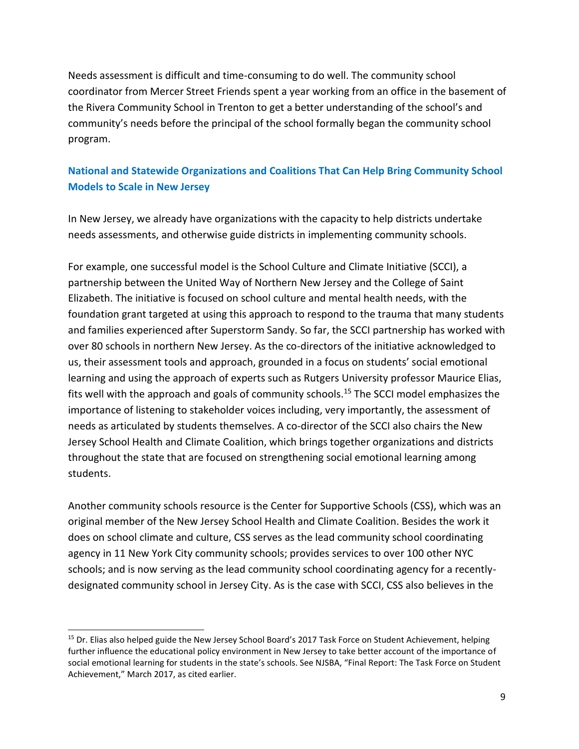Needs assessment is difficult and time-consuming to do well. The community school coordinator from Mercer Street Friends spent a year working from an office in the basement of the Rivera Community School in Trenton to get a better understanding of the school's and community's needs before the principal of the school formally began the community school program.

### National and Statewide Organizations and Coalitions That Can Help Bring Community School Models to Scale in New Jersey

In New Jersey, we already have organizations with the capacity to help districts undertake needs assessments, and otherwise guide districts in implementing community schools.

For example, one successful model is the School Culture and Climate Initiative (SCCI), a partnership between the United Way of Northern New Jersey and the College of Saint Elizabeth. The initiative is focused on school culture and mental health needs, with the foundation grant targeted at using this approach to respond to the trauma that many students and families experienced after Superstorm Sandy. So far, the SCCI partnership has worked with over 80 schools in northern New Jersey. As the co-directors of the initiative acknowledged to us, their assessment tools and approach, grounded in a focus on students' social emotional learning and using the approach of experts such as Rutgers University professor Maurice Elias, fits well with the approach and goals of community schools.[15] The SCCI model emphasizes the importance of listening to stakeholder voices including, very importantly, the assessment of needs as articulated by students themselves. A co-director of the SCCI also chairs the New Jersey School Health and Climate Coalition, which brings together organizations and districts throughout the state that are focused on strengthening social emotional learning among students.

Another community schools resource is the Center for Supportive Schools (CSS), which was an original member of the New Jersey School Health and Climate Coalition. Besides the work it does on school climate and culture, CSS serves as the lead community school coordinating agency in 11 New York City community schools; provides services to over 100 other NYC schools; and is now serving as the lead community school coordinating agency for a recently-designated community school in Jersey City. As is the case with SCCI, CSS also believes in the

---

[15] Dr. Elias also helped guide the New Jersey School Board's 2017 Task Force on Student Achievement, helping further influence the educational policy environment in New Jersey to take better account of the importance of social emotional learning for students in the state's schools. See NJSBA, "Final Report: The Task Force on Student Achievement," March 2017, as cited earlier.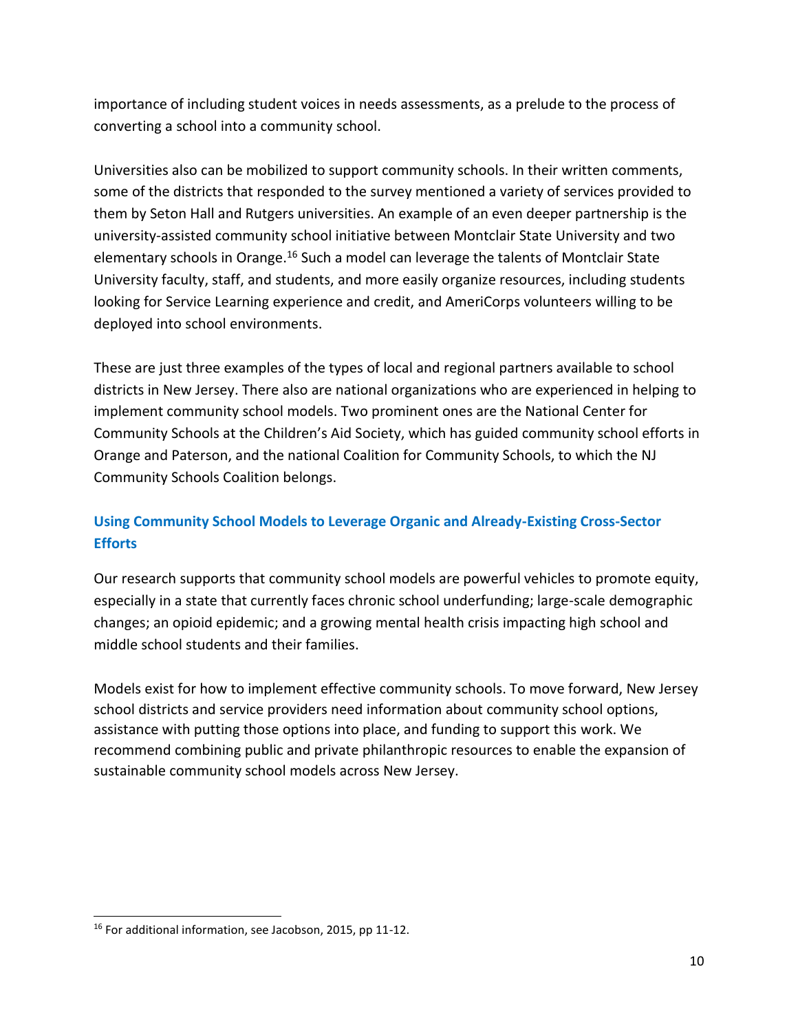importance of including student voices in needs assessments, as a prelude to the process of converting a school into a community school.

Universities also can be mobilized to support community schools. In their written comments, some of the districts that responded to the survey mentioned a variety of services provided to them by Seton Hall and Rutgers universities. An example of an even deeper partnership is the university-assisted community school initiative between Montclair State University and two elementary schools in Orange.[16] Such a model can leverage the talents of Montclair State University faculty, staff, and students, and more easily organize resources, including students looking for Service Learning experience and credit, and AmeriCorps volunteers willing to be deployed into school environments.

These are just three examples of the types of local and regional partners available to school districts in New Jersey. There also are national organizations who are experienced in helping to implement community school models. Two prominent ones are the National Center for Community Schools at the Children's Aid Society, which has guided community school efforts in Orange and Paterson, and the national Coalition for Community Schools, to which the NJ Community Schools Coalition belongs.

### Using Community School Models to Leverage Organic and Already-Existing Cross-Sector Efforts

Our research supports that community school models are powerful vehicles to promote equity, especially in a state that currently faces chronic school underfunding; large-scale demographic changes; an opioid epidemic; and a growing mental health crisis impacting high school and middle school students and their families.

Models exist for how to implement effective community schools. To move forward, New Jersey school districts and service providers need information about community school options, assistance with putting those options into place, and funding to support this work. We recommend combining public and private philanthropic resources to enable the expansion of sustainable community school models across New Jersey.

---

[16] For additional information, see Jacobson, 2015, pp 11-12.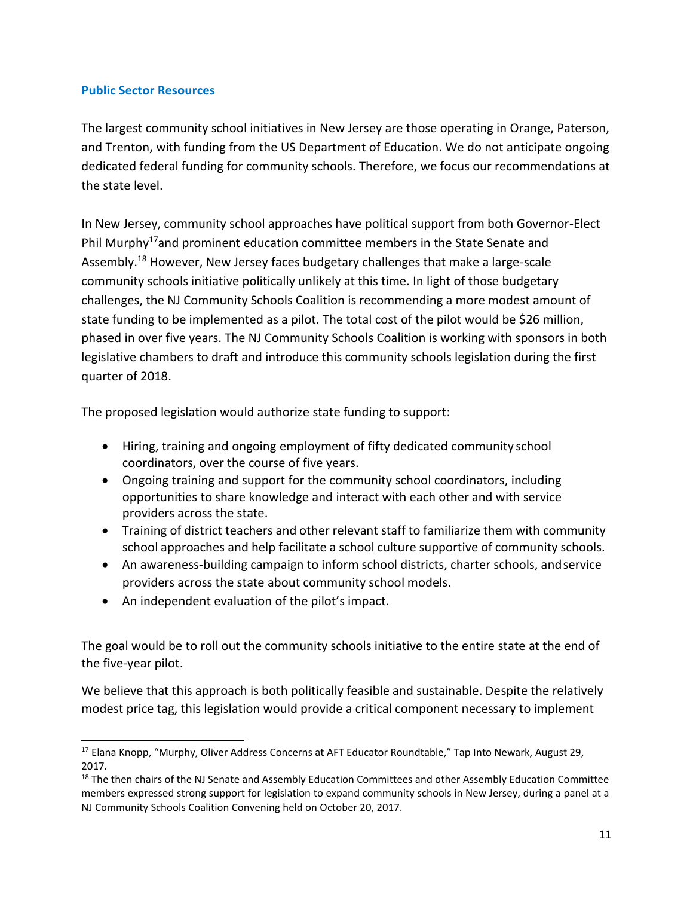### Public Sector Resources

The largest community school initiatives in New Jersey are those operating in Orange, Paterson, and Trenton, with funding from the US Department of Education. We do not anticipate ongoing dedicated federal funding for community schools. Therefore, we focus our recommendations at the state level.

In New Jersey, community school approaches have political support from both Governor-Elect Phil Murphy[17] and prominent education committee members in the State Senate and Assembly.[18] However, New Jersey faces budgetary challenges that make a large-scale community schools initiative politically unlikely at this time. In light of those budgetary challenges, the NJ Community Schools Coalition is recommending a more modest amount of state funding to be implemented as a pilot. The total cost of the pilot would be $26 million, phased in over five years. The NJ Community Schools Coalition is working with sponsors in both legislative chambers to draft and introduce this community schools legislation during the first quarter of 2018.

The proposed legislation would authorize state funding to support:

- Hiring, training and ongoing employment of fifty dedicated community school coordinators, over the course of five years.
- Ongoing training and support for the community school coordinators, including opportunities to share knowledge and interact with each other and with service providers across the state.
- Training of district teachers and other relevant staff to familiarize them with community school approaches and help facilitate a school culture supportive of community schools.
- An awareness-building campaign to inform school districts, charter schools, and service providers across the state about community school models.
- An independent evaluation of the pilot's impact.

The goal would be to roll out the community schools initiative to the entire state at the end of the five-year pilot.

We believe that this approach is both politically feasible and sustainable. Despite the relatively modest price tag, this legislation would provide a critical component necessary to implement

[17] Elana Knopp, "Murphy, Oliver Address Concerns at AFT Educator Roundtable," Tap Into Newark, August 29, 2017.

[18] The then chairs of the NJ Senate and Assembly Education Committees and other Assembly Education Committee members expressed strong support for legislation to expand community schools in New Jersey, during a panel at a NJ Community Schools Coalition Convening held on October 20, 2017.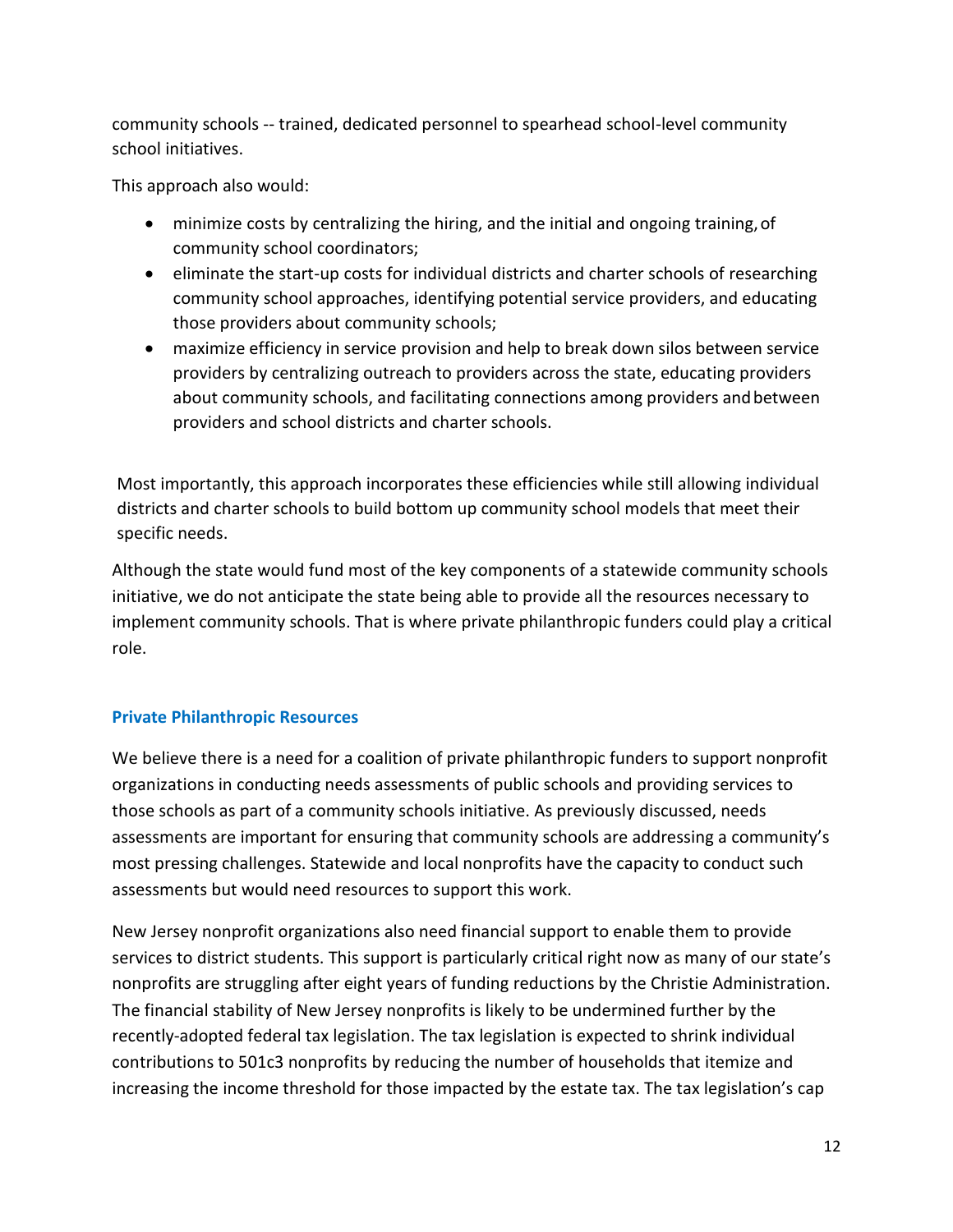community schools -- trained, dedicated personnel to spearhead school-level community school initiatives.

This approach also would:

- minimize costs by centralizing the hiring, and the initial and ongoing training, of community school coordinators;
- eliminate the start-up costs for individual districts and charter schools of researching community school approaches, identifying potential service providers, and educating those providers about community schools;
- maximize efficiency in service provision and help to break down silos between service providers by centralizing outreach to providers across the state, educating providers about community schools, and facilitating connections among providers and between providers and school districts and charter schools.

Most importantly, this approach incorporates these efficiencies while still allowing individual districts and charter schools to build bottom up community school models that meet their specific needs.

Although the state would fund most of the key components of a statewide community schools initiative, we do not anticipate the state being able to provide all the resources necessary to implement community schools. That is where private philanthropic funders could play a critical role.

### Private Philanthropic Resources

We believe there is a need for a coalition of private philanthropic funders to support nonprofit organizations in conducting needs assessments of public schools and providing services to those schools as part of a community schools initiative. As previously discussed, needs assessments are important for ensuring that community schools are addressing a community's most pressing challenges. Statewide and local nonprofits have the capacity to conduct such assessments but would need resources to support this work.

New Jersey nonprofit organizations also need financial support to enable them to provide services to district students. This support is particularly critical right now as many of our state's nonprofits are struggling after eight years of funding reductions by the Christie Administration. The financial stability of New Jersey nonprofits is likely to be undermined further by the recently-adopted federal tax legislation. The tax legislation is expected to shrink individual contributions to 501c3 nonprofits by reducing the number of households that itemize and increasing the income threshold for those impacted by the estate tax. The tax legislation's cap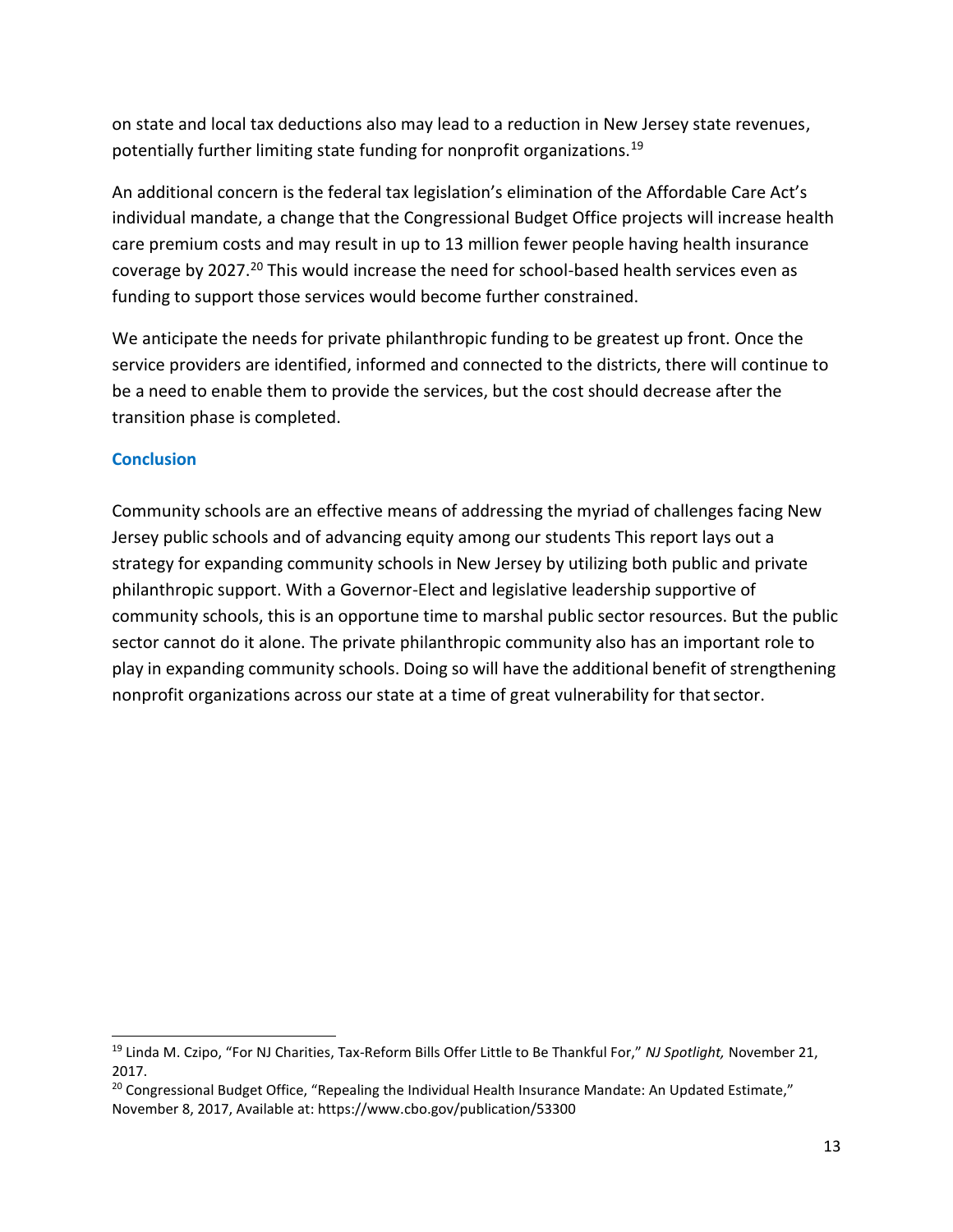on state and local tax deductions also may lead to a reduction in New Jersey state revenues, potentially further limiting state funding for nonprofit organizations.[19]

An additional concern is the federal tax legislation's elimination of the Affordable Care Act's individual mandate, a change that the Congressional Budget Office projects will increase health care premium costs and may result in up to 13 million fewer people having health insurance coverage by 2027.[20] This would increase the need for school-based health services even as funding to support those services would become further constrained.

We anticipate the needs for private philanthropic funding to be greatest up front. Once the service providers are identified, informed and connected to the districts, there will continue to be a need to enable them to provide the services, but the cost should decrease after the transition phase is completed.

### Conclusion

Community schools are an effective means of addressing the myriad of challenges facing New Jersey public schools and of advancing equity among our students This report lays out a strategy for expanding community schools in New Jersey by utilizing both public and private philanthropic support. With a Governor-Elect and legislative leadership supportive of community schools, this is an opportune time to marshal public sector resources. But the public sector cannot do it alone. The private philanthropic community also has an important role to play in expanding community schools. Doing so will have the additional benefit of strengthening nonprofit organizations across our state at a time of great vulnerability for that sector.

---

[19] Linda M. Czipo, "For NJ Charities, Tax-Reform Bills Offer Little to Be Thankful For," *NJ Spotlight,* November 21, 2017.

[20] Congressional Budget Office, "Repealing the Individual Health Insurance Mandate: An Updated Estimate," November 8, 2017, Available at: https://www.cbo.gov/publication/53300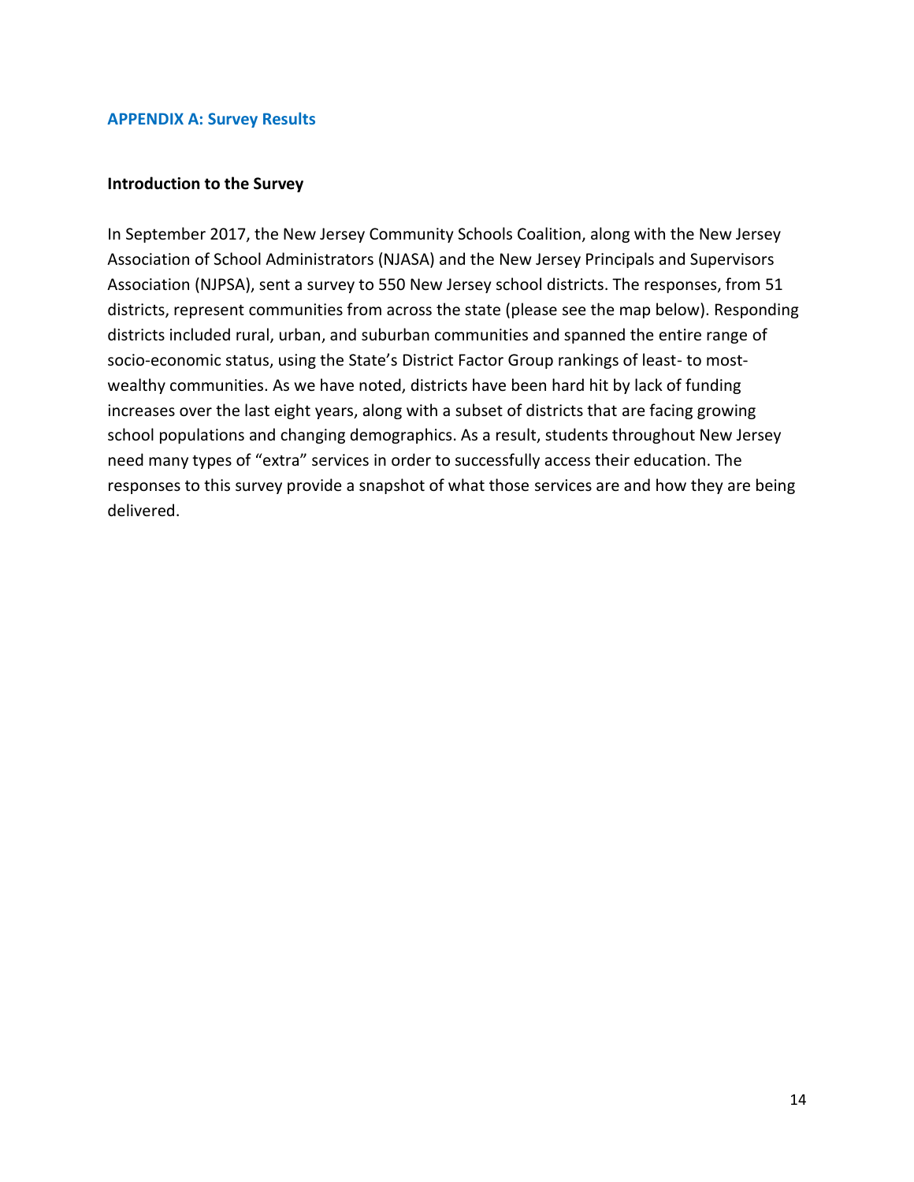## APPENDIX A: Survey Results

**Introduction to the Survey**

In September 2017, the New Jersey Community Schools Coalition, along with the New Jersey Association of School Administrators (NJASA) and the New Jersey Principals and Supervisors Association (NJPSA), sent a survey to 550 New Jersey school districts. The responses, from 51 districts, represent communities from across the state (please see the map below). Responding districts included rural, urban, and suburban communities and spanned the entire range of socio-economic status, using the State's District Factor Group rankings of least- to most-wealthy communities. As we have noted, districts have been hard hit by lack of funding increases over the last eight years, along with a subset of districts that are facing growing school populations and changing demographics. As a result, students throughout New Jersey need many types of "extra" services in order to successfully access their education. The responses to this survey provide a snapshot of what those services are and how they are being delivered.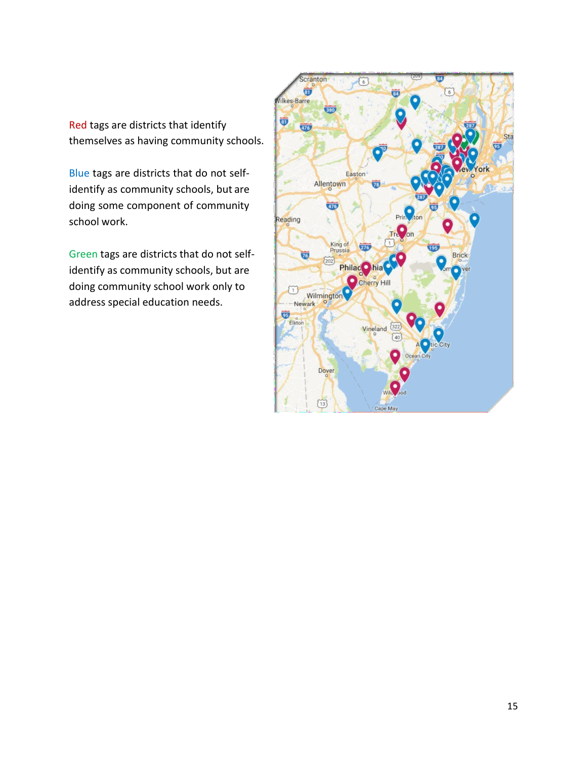Red tags are districts that identify themselves as having community schools.

Blue tags are districts that do not self-identify as community schools, but are doing some component of community school work.

Green tags are districts that do not self-identify as community schools, but are doing community school work only to address special education needs.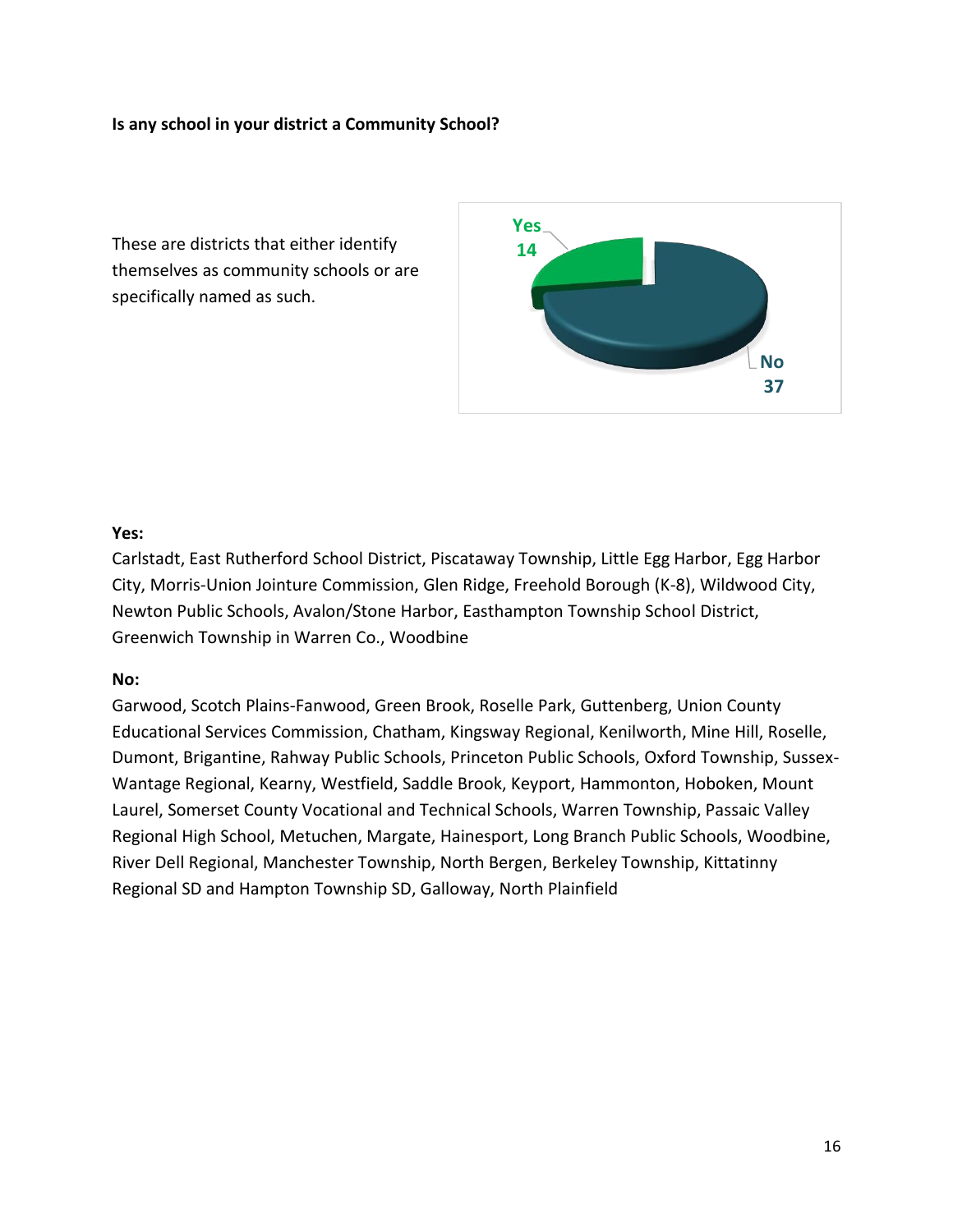**Is any school in your district a Community School?**

These are districts that either identify themselves as community schools or are specifically named as such.

Yes 14

No 37

**Yes:**
Carlstadt, East Rutherford School District, Piscataway Township, Little Egg Harbor, Egg Harbor City, Morris-Union Jointure Commission, Glen Ridge, Freehold Borough (K-8), Wildwood City, Newton Public Schools, Avalon/Stone Harbor, Easthampton Township School District, Greenwich Township in Warren Co., Woodbine

**No:**
Garwood, Scotch Plains-Fanwood, Green Brook, Roselle Park, Guttenberg, Union County Educational Services Commission, Chatham, Kingsway Regional, Kenilworth, Mine Hill, Roselle, Dumont, Brigantine, Rahway Public Schools, Princeton Public Schools, Oxford Township, Sussex-Wantage Regional, Kearny, Westfield, Saddle Brook, Keyport, Hammonton, Hoboken, Mount Laurel, Somerset County Vocational and Technical Schools, Warren Township, Passaic Valley Regional High School, Metuchen, Margate, Hainesport, Long Branch Public Schools, Woodbine, River Dell Regional, Manchester Township, North Bergen, Berkeley Township, Kittatinny Regional SD and Hampton Township SD, Galloway, North Plainfield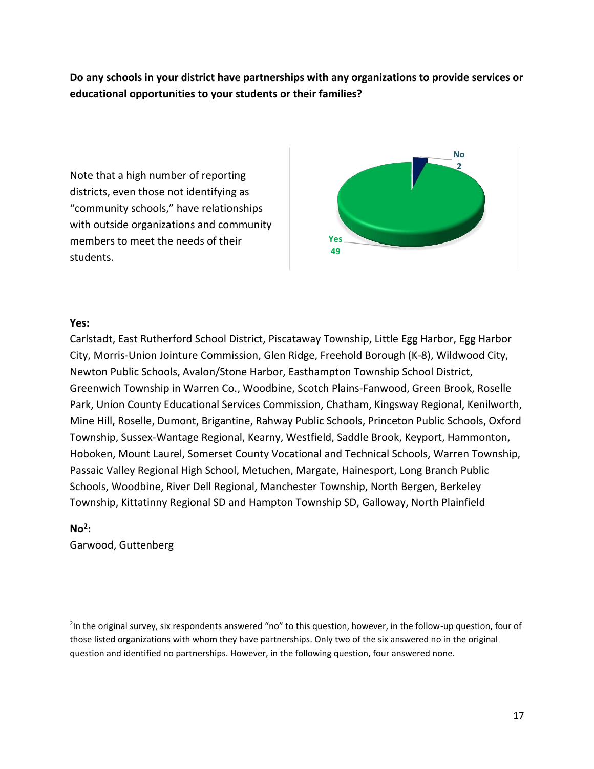**Do any schools in your district have partnerships with any organizations to provide services or educational opportunities to your students or their families?**

Note that a high number of reporting districts, even those not identifying as "community schools," have relationships with outside organizations and community members to meet the needs of their students.

No 2

Yes 49

**Yes:**

Carlstadt, East Rutherford School District, Piscataway Township, Little Egg Harbor, Egg Harbor City, Morris-Union Jointure Commission, Glen Ridge, Freehold Borough (K-8), Wildwood City, Newton Public Schools, Avalon/Stone Harbor, Easthampton Township School District, Greenwich Township in Warren Co., Woodbine, Scotch Plains-Fanwood, Green Brook, Roselle Park, Union County Educational Services Commission, Chatham, Kingsway Regional, Kenilworth, Mine Hill, Roselle, Dumont, Brigantine, Rahway Public Schools, Princeton Public Schools, Oxford Township, Sussex-Wantage Regional, Kearny, Westfield, Saddle Brook, Keyport, Hammonton, Hoboken, Mount Laurel, Somerset County Vocational and Technical Schools, Warren Township, Passaic Valley Regional High School, Metuchen, Margate, Hainesport, Long Branch Public Schools, Woodbine, River Dell Regional, Manchester Township, North Bergen, Berkeley Township, Kittatinny Regional SD and Hampton Township SD, Galloway, North Plainfield

**No[2]:**

Garwood, Guttenberg

[2]In the original survey, six respondents answered "no" to this question, however, in the follow-up question, four of those listed organizations with whom they have partnerships. Only two of the six answered no in the original question and identified no partnerships. However, in the following question, four answered none.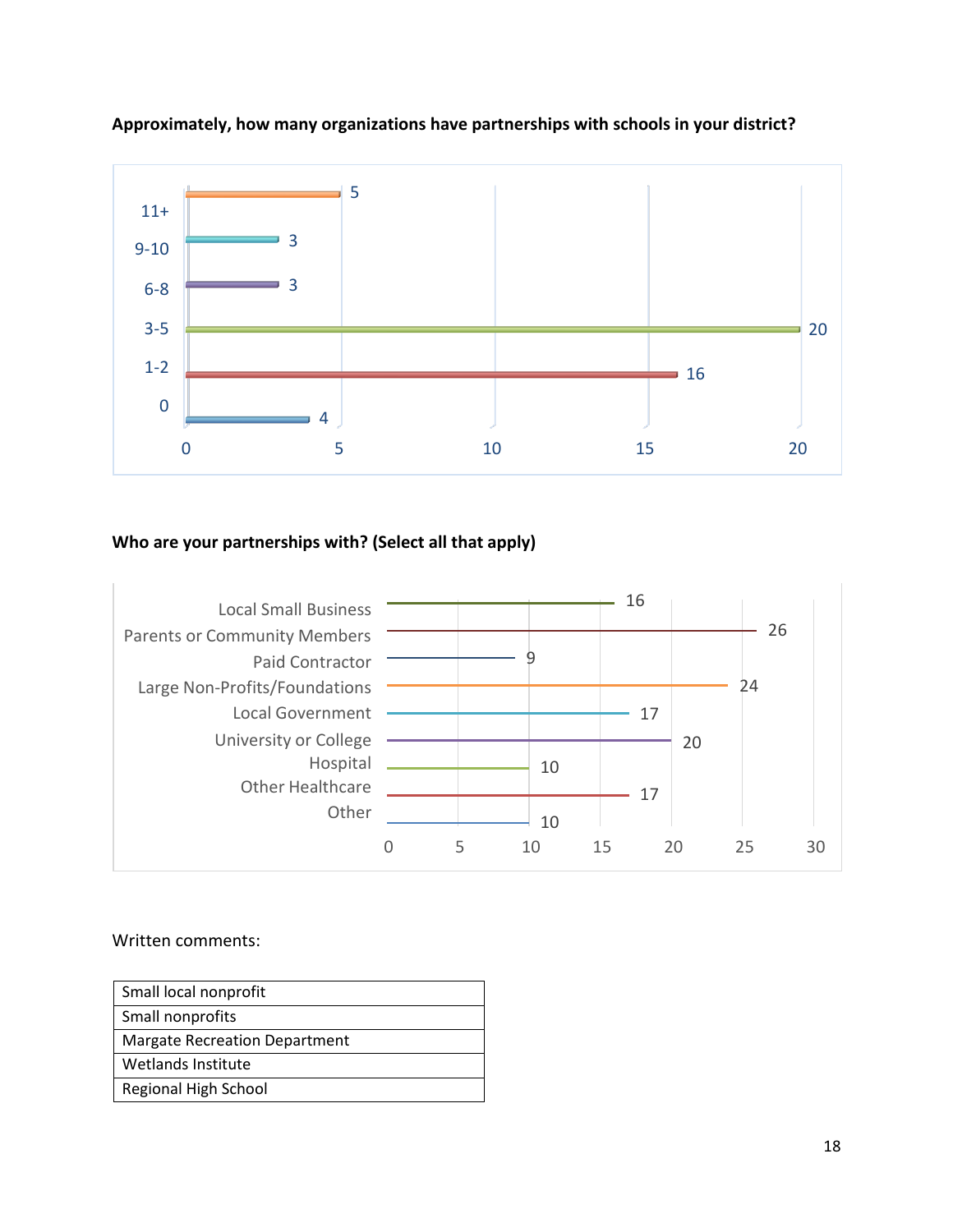**Approximately, how many organizations have partnerships with schools in your district?**

| Number of organizations | Responses |
|---|---|
| 11+ | 5 |
| 9-10 | 3 |
| 6-8 | 3 |
| 3-5 | 20 |
| 1-2 | 16 |
| 0 | 4 |

**Who are your partnerships with? (Select all that apply)**

| Partner | Responses |
|---|---|
| Local Small Business | 16 |
| Parents or Community Members | 26 |
| Paid Contractor | 9 |
| Large Non-Profits/Foundations | 24 |
| Local Government | 17 |
| University or College | 20 |
| Hospital | 10 |
| Other Healthcare | 17 |
| Other | 10 |

Written comments:

| |
|---|
| Small local nonprofit |
| Small nonprofits |
| Margate Recreation Department |
| Wetlands Institute |
| Regional High School |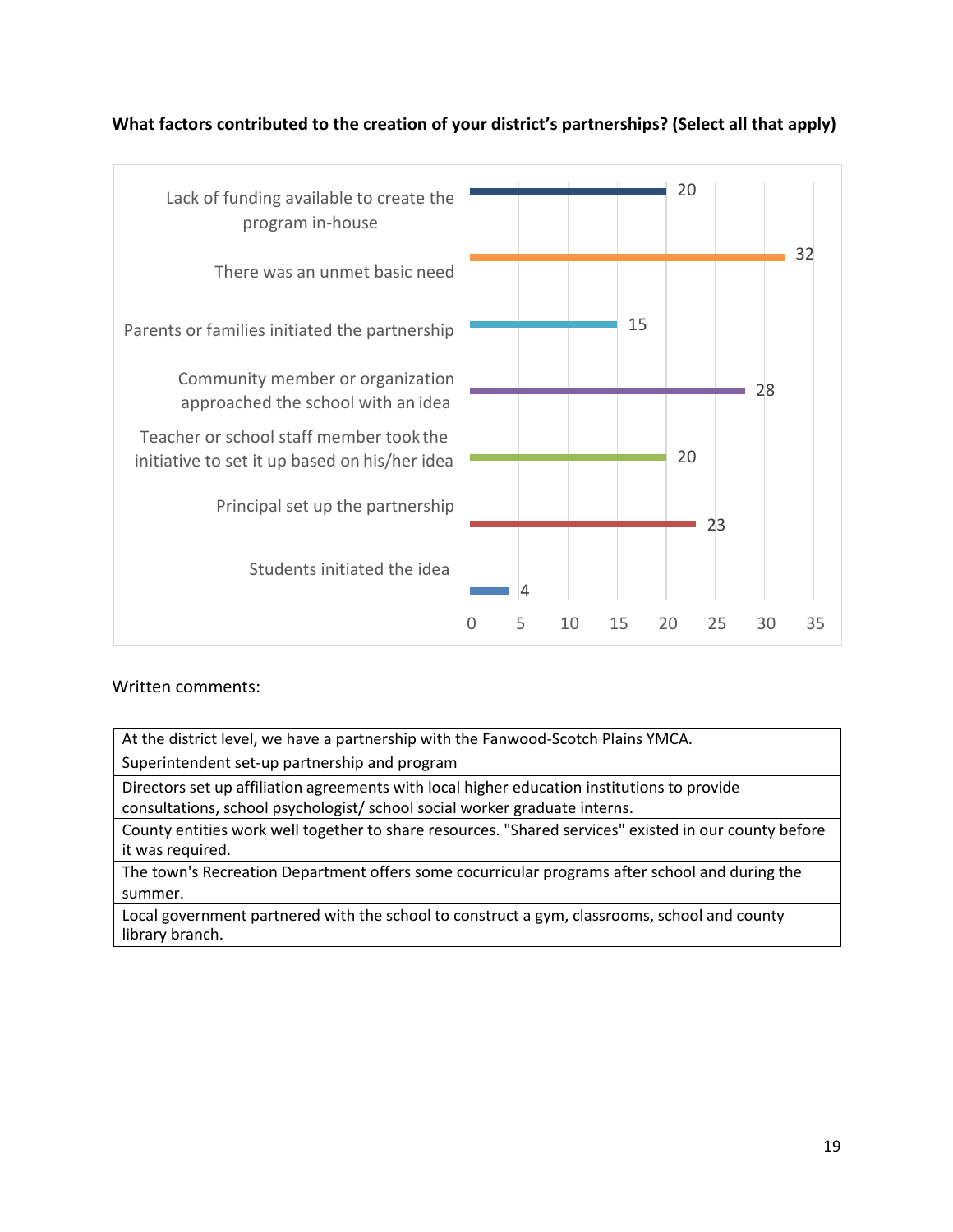**What factors contributed to the creation of your district's partnerships? (Select all that apply)**

| Factor | Count |
| --- | --- |
| Lack of funding available to create the program in-house | 20 |
| There was an unmet basic need | 32 |
| Parents or families initiated the partnership | 15 |
| Community member or organization approached the school with an idea | 28 |
| Teacher or school staff member took the initiative to set it up based on his/her idea | 20 |
| Principal set up the partnership | 23 |
| Students initiated the idea | 4 |

Written comments:

| |
| --- |
| At the district level, we have a partnership with the Fanwood-Scotch Plains YMCA. |
| Superintendent set-up partnership and program |
| Directors set up affiliation agreements with local higher education institutions to provide consultations, school psychologist/ school social worker graduate interns. |
| County entities work well together to share resources. "Shared services" existed in our county before it was required. |
| The town's Recreation Department offers some cocurricular programs after school and during the summer. |
| Local government partnered with the school to construct a gym, classrooms, school and county library branch. |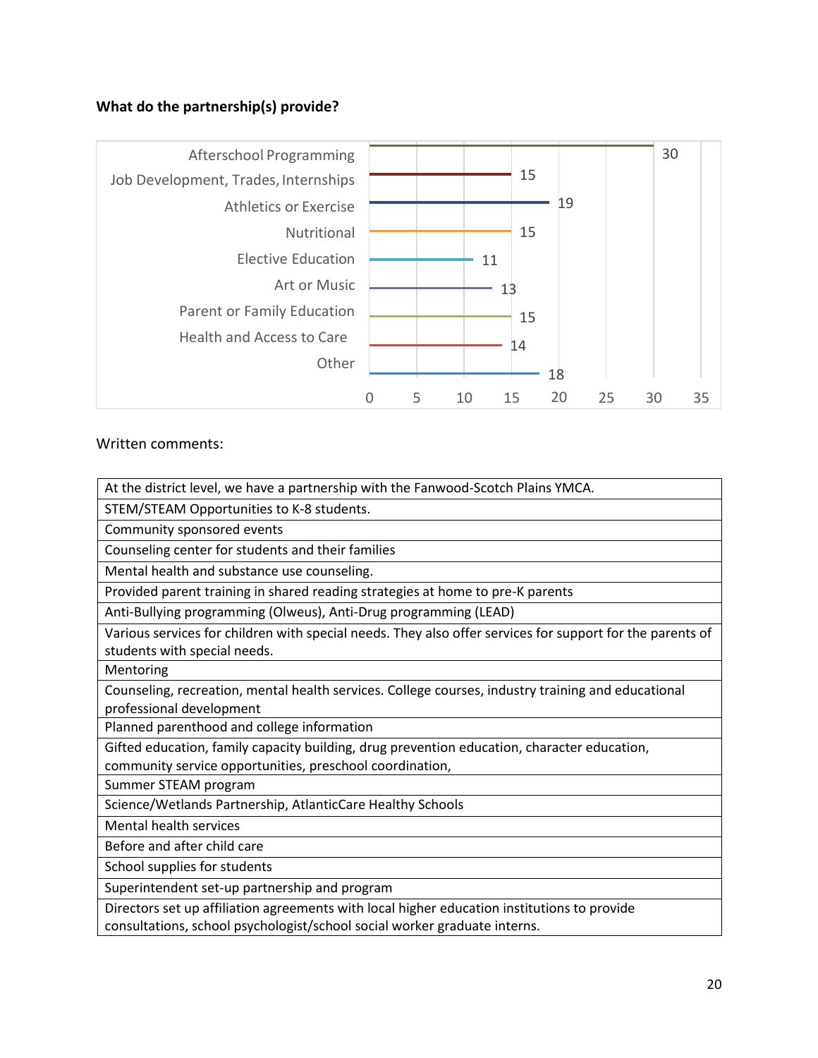**What do the partnership(s) provide?**

| Category | Count |
|---|---|
| Afterschool Programming | 30 |
| Job Development, Trades, Internships | 15 |
| Athletics or Exercise | 19 |
| Nutritional | 15 |
| Elective Education | 11 |
| Art or Music | 13 |
| Parent or Family Education | 15 |
| Health and Access to Care | 14 |
| Other | 18 |

Written comments:

| |
|---|
| At the district level, we have a partnership with the Fanwood-Scotch Plains YMCA. |
| STEM/STEAM Opportunities to K-8 students. |
| Community sponsored events |
| Counseling center for students and their families |
| Mental health and substance use counseling. |
| Provided parent training in shared reading strategies at home to pre-K parents |
| Anti-Bullying programming (Olweus), Anti-Drug programming (LEAD) |
| Various services for children with special needs. They also offer services for support for the parents of students with special needs. |
| Mentoring |
| Counseling, recreation, mental health services. College courses, industry training and educational professional development |
| Planned parenthood and college information |
| Gifted education, family capacity building, drug prevention education, character education, community service opportunities, preschool coordination, |
| Summer STEAM program |
| Science/Wetlands Partnership, AtlanticCare Healthy Schools |
| Mental health services |
| Before and after child care |
| School supplies for students |
| Superintendent set-up partnership and program |
| Directors set up affiliation agreements with local higher education institutions to provide consultations, school psychologist/school social worker graduate interns. |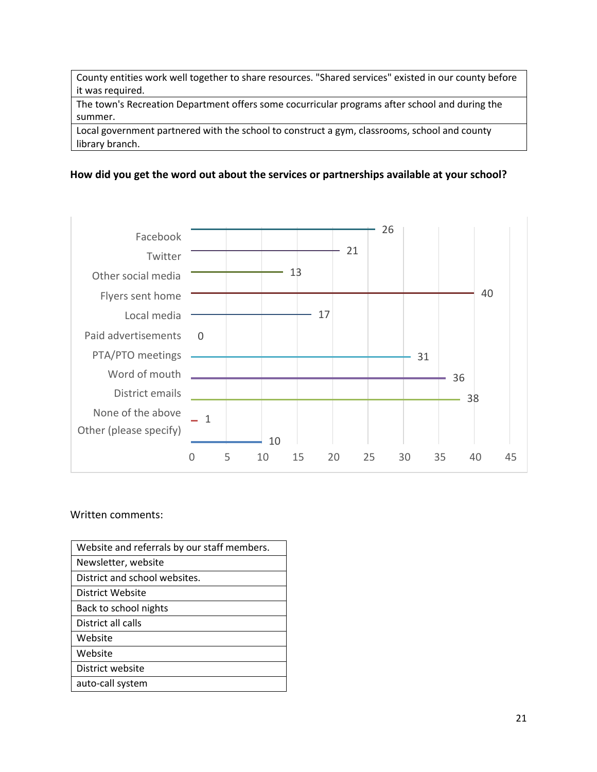| County entities work well together to share resources. "Shared services" existed in our county before it was required. |
| --- |
| The town's Recreation Department offers some cocurricular programs after school and during the summer. |
| Local government partnered with the school to construct a gym, classrooms, school and county library branch. |

**How did you get the word out about the services or partnerships available at your school?**

| Response | Count |
| --- | --- |
| Facebook | 26 |
| Twitter | 21 |
| Other social media | 13 |
| Flyers sent home | 40 |
| Local media | 17 |
| Paid advertisements | 0 |
| PTA/PTO meetings | 31 |
| Word of mouth | 36 |
| District emails | 38 |
| None of the above | 1 |
| Other (please specify) | 10 |

Written comments:

| Website and referrals by our staff members. |
| --- |
| Newsletter, website |
| District and school websites. |
| District Website |
| Back to school nights |
| District all calls |
| Website |
| Website |
| District website |
| auto-call system |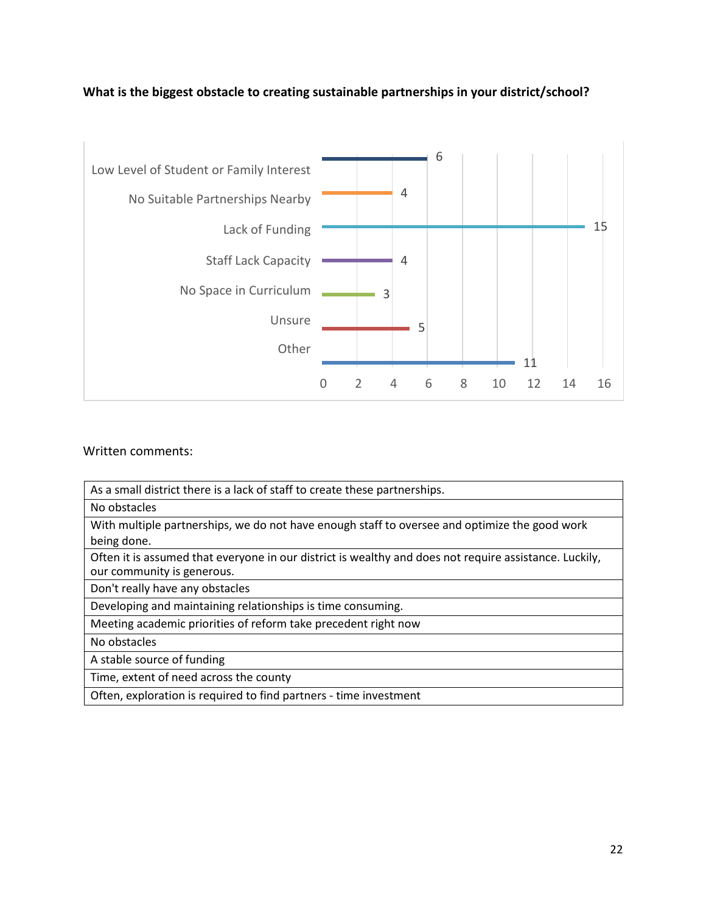**What is the biggest obstacle to creating sustainable partnerships in your district/school?**

| Obstacle | Count |
|---|---|
| Low Level of Student or Family Interest | 6 |
| No Suitable Partnerships Nearby | 4 |
| Lack of Funding | 15 |
| Staff Lack Capacity | 4 |
| No Space in Curriculum | 3 |
| Unsure | 5 |
| Other | 11 |

Written comments:

| |
|---|
| As a small district there is a lack of staff to create these partnerships. |
| No obstacles |
| With multiple partnerships, we do not have enough staff to oversee and optimize the good work being done. |
| Often it is assumed that everyone in our district is wealthy and does not require assistance. Luckily, our community is generous. |
| Don't really have any obstacles |
| Developing and maintaining relationships is time consuming. |
| Meeting academic priorities of reform take precedent right now |
| No obstacles |
| A stable source of funding |
| Time, extent of need across the county |
| Often, exploration is required to find partners - time investment |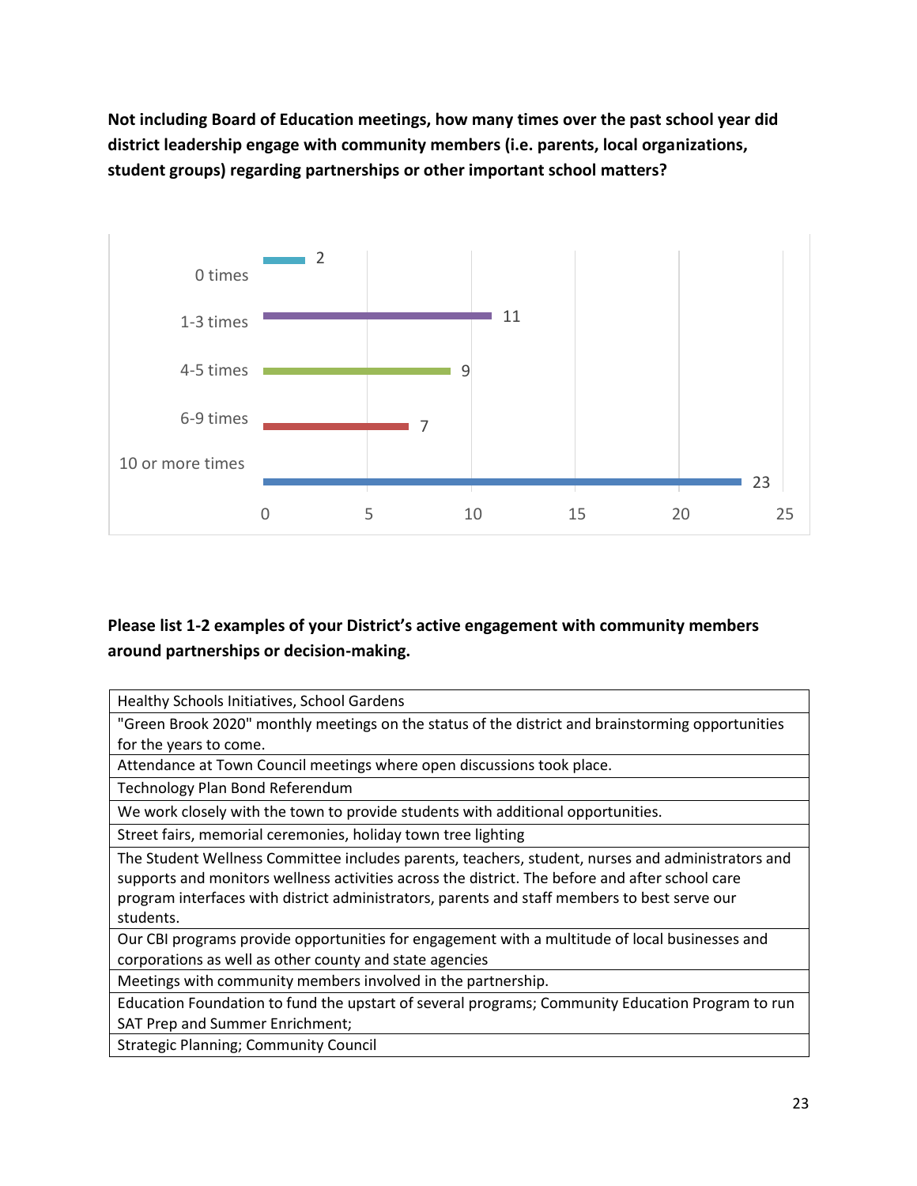**Not including Board of Education meetings, how many times over the past school year did district leadership engage with community members (i.e. parents, local organizations, student groups) regarding partnerships or other important school matters?**

| Response | Count |
|---|---|
| 0 times | 2 |
| 1-3 times | 11 |
| 4-5 times | 9 |
| 6-9 times | 7 |
| 10 or more times | 23 |

**Please list 1-2 examples of your District's active engagement with community members around partnerships or decision-making.**

| |
|---|
| Healthy Schools Initiatives, School Gardens |
| "Green Brook 2020" monthly meetings on the status of the district and brainstorming opportunities for the years to come. |
| Attendance at Town Council meetings where open discussions took place. |
| Technology Plan Bond Referendum |
| We work closely with the town to provide students with additional opportunities. |
| Street fairs, memorial ceremonies, holiday town tree lighting |
| The Student Wellness Committee includes parents, teachers, student, nurses and administrators and supports and monitors wellness activities across the district. The before and after school care program interfaces with district administrators, parents and staff members to best serve our students. |
| Our CBI programs provide opportunities for engagement with a multitude of local businesses and corporations as well as other county and state agencies |
| Meetings with community members involved in the partnership. |
| Education Foundation to fund the upstart of several programs; Community Education Program to run SAT Prep and Summer Enrichment; |
| Strategic Planning; Community Council |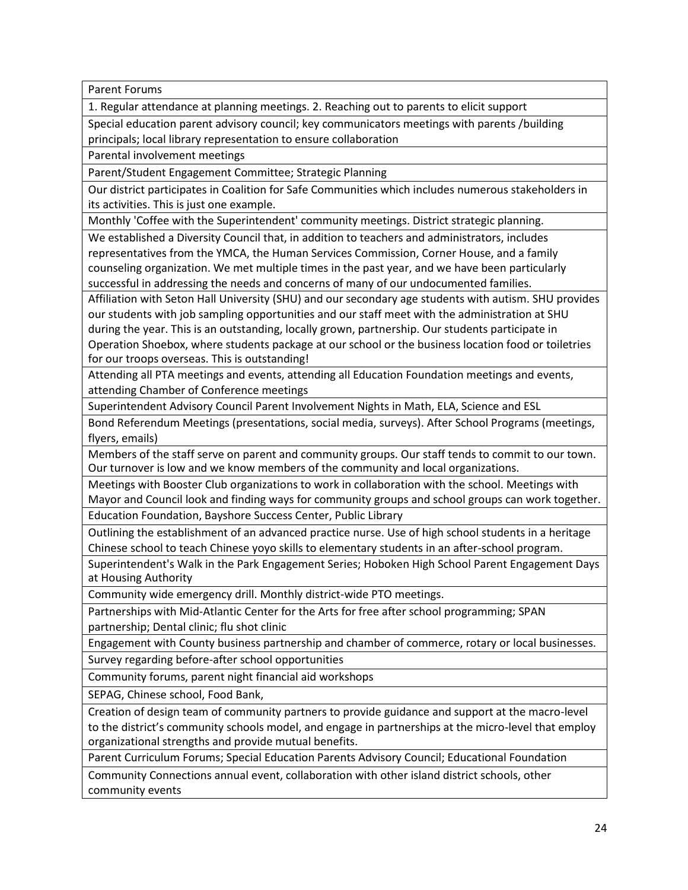| Parent Forums |
| --- |
| 1. Regular attendance at planning meetings. 2. Reaching out to parents to elicit support |
| Special education parent advisory council; key communicators meetings with parents /building principals; local library representation to ensure collaboration |
| Parental involvement meetings |
| Parent/Student Engagement Committee; Strategic Planning |
| Our district participates in Coalition for Safe Communities which includes numerous stakeholders in its activities. This is just one example. |
| Monthly 'Coffee with the Superintendent' community meetings. District strategic planning. |
| We established a Diversity Council that, in addition to teachers and administrators, includes representatives from the YMCA, the Human Services Commission, Corner House, and a family counseling organization. We met multiple times in the past year, and we have been particularly successful in addressing the needs and concerns of many of our undocumented families. |
| Affiliation with Seton Hall University (SHU) and our secondary age students with autism. SHU provides our students with job sampling opportunities and our staff meet with the administration at SHU during the year. This is an outstanding, locally grown, partnership. Our students participate in Operation Shoebox, where students package at our school or the business location food or toiletries for our troops overseas. This is outstanding! |
| Attending all PTA meetings and events, attending all Education Foundation meetings and events, attending Chamber of Conference meetings |
| Superintendent Advisory Council Parent Involvement Nights in Math, ELA, Science and ESL |
| Bond Referendum Meetings (presentations, social media, surveys). After School Programs (meetings, flyers, emails) |
| Members of the staff serve on parent and community groups. Our staff tends to commit to our town. Our turnover is low and we know members of the community and local organizations. |
| Meetings with Booster Club organizations to work in collaboration with the school. Meetings with Mayor and Council look and finding ways for community groups and school groups can work together. |
| Education Foundation, Bayshore Success Center, Public Library |
| Outlining the establishment of an advanced practice nurse. Use of high school students in a heritage Chinese school to teach Chinese yoyo skills to elementary students in an after-school program. |
| Superintendent's Walk in the Park Engagement Series; Hoboken High School Parent Engagement Days at Housing Authority |
| Community wide emergency drill. Monthly district-wide PTO meetings. |
| Partnerships with Mid-Atlantic Center for the Arts for free after school programming; SPAN partnership; Dental clinic; flu shot clinic |
| Engagement with County business partnership and chamber of commerce, rotary or local businesses. |
| Survey regarding before-after school opportunities |
| Community forums, parent night financial aid workshops |
| SEPAG, Chinese school, Food Bank, |
| Creation of design team of community partners to provide guidance and support at the macro-level to the district's community schools model, and engage in partnerships at the micro-level that employ organizational strengths and provide mutual benefits. |
| Parent Curriculum Forums; Special Education Parents Advisory Council; Educational Foundation |
| Community Connections annual event, collaboration with other island district schools, other community events |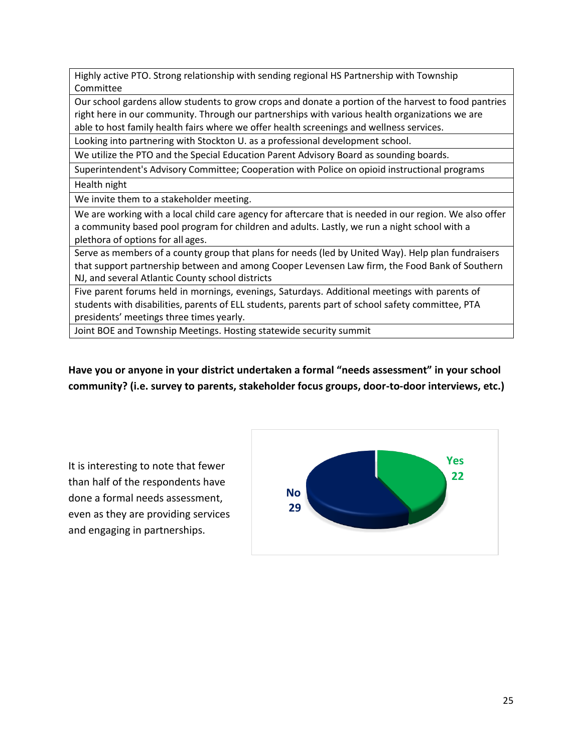| |
|---|
| Highly active PTO. Strong relationship with sending regional HS Partnership with Township Committee |
| Our school gardens allow students to grow crops and donate a portion of the harvest to food pantries right here in our community. Through our partnerships with various health organizations we are able to host family health fairs where we offer health screenings and wellness services. |
| Looking into partnering with Stockton U. as a professional development school. |
| We utilize the PTO and the Special Education Parent Advisory Board as sounding boards. |
| Superintendent's Advisory Committee; Cooperation with Police on opioid instructional programs |
| Health night |
| We invite them to a stakeholder meeting. |
| We are working with a local child care agency for aftercare that is needed in our region. We also offer a community based pool program for children and adults. Lastly, we run a night school with a plethora of options for all ages. |
| Serve as members of a county group that plans for needs (led by United Way). Help plan fundraisers that support partnership between and among Cooper Levensen Law firm, the Food Bank of Southern NJ, and several Atlantic County school districts |
| Five parent forums held in mornings, evenings, Saturdays. Additional meetings with parents of students with disabilities, parents of ELL students, parents part of school safety committee, PTA presidents' meetings three times yearly. |
| Joint BOE and Township Meetings. Hosting statewide security summit |

**Have you or anyone in your district undertaken a formal "needs assessment" in your school community? (i.e. survey to parents, stakeholder focus groups, door-to-door interviews, etc.)**

It is interesting to note that fewer than half of the respondents have done a formal needs assessment, even as they are providing services and engaging in partnerships.

| Response | Count |
|---|---|
| Yes | 22 |
| No | 29 |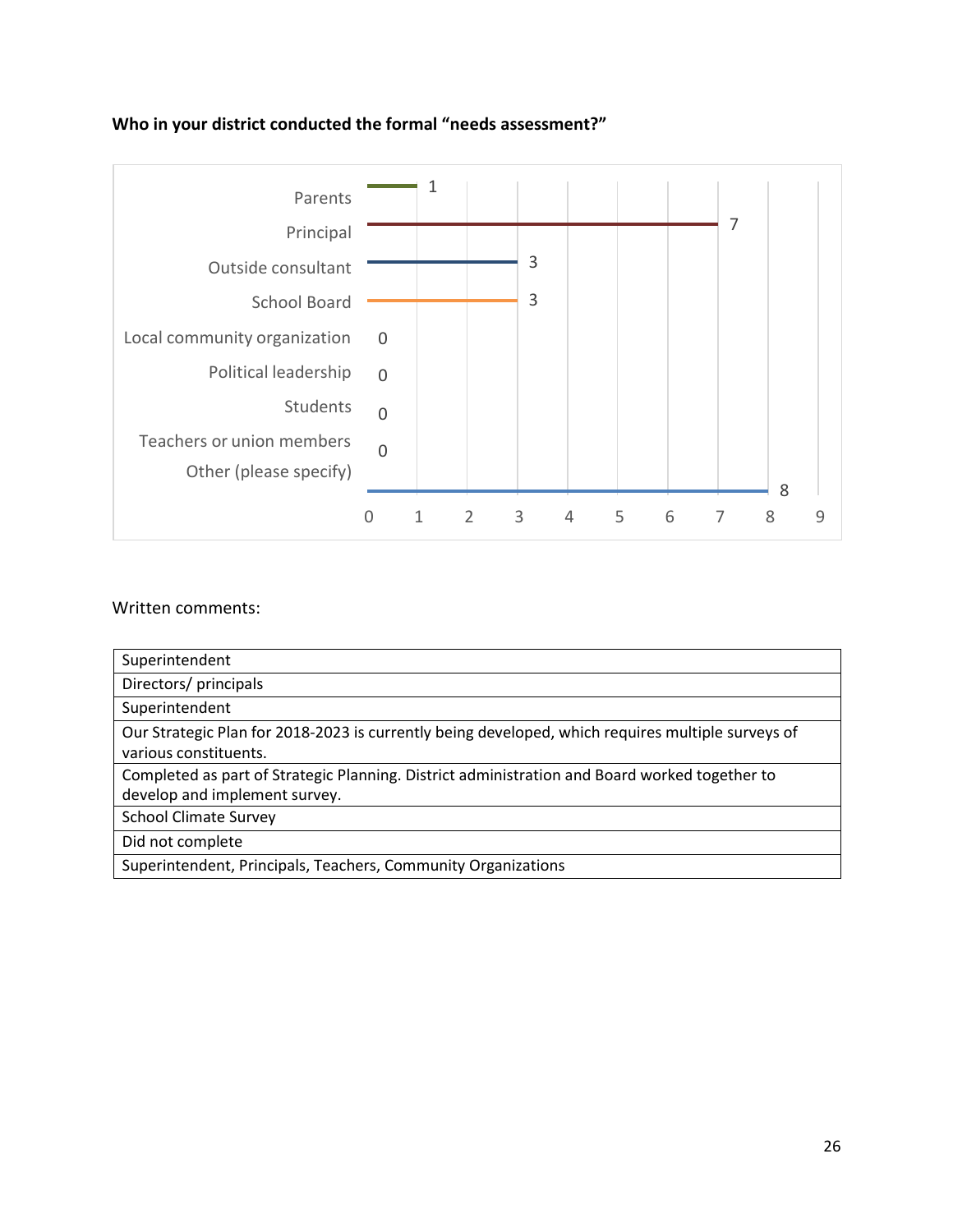**Who in your district conducted the formal “needs assessment?”**

| Response | Count |
| --- | --- |
| Parents | 1 |
| Principal | 7 |
| Outside consultant | 3 |
| School Board | 3 |
| Local community organization | 0 |
| Political leadership | 0 |
| Students | 0 |
| Teachers or union members | 0 |
| Other (please specify) | 8 |

Written comments:

| |
| --- |
| Superintendent |
| Directors/ principals |
| Superintendent |
| Our Strategic Plan for 2018-2023 is currently being developed, which requires multiple surveys of various constituents. |
| Completed as part of Strategic Planning. District administration and Board worked together to develop and implement survey. |
| School Climate Survey |
| Did not complete |
| Superintendent, Principals, Teachers, Community Organizations |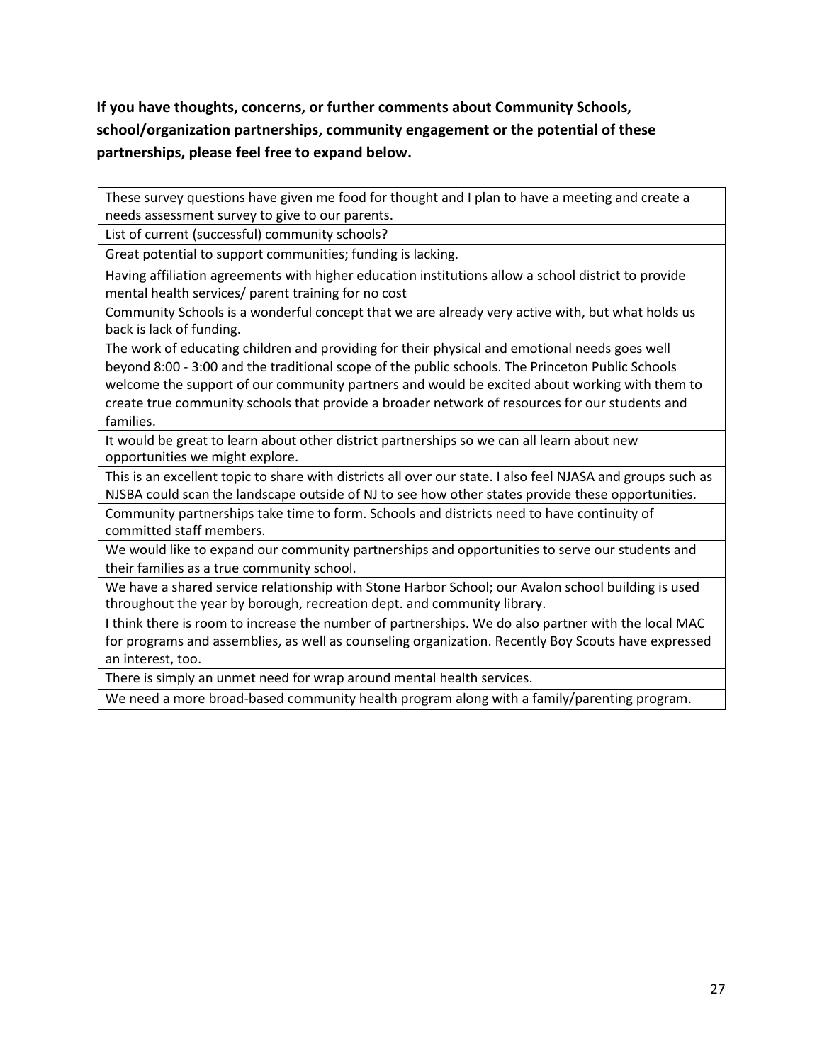**If you have thoughts, concerns, or further comments about Community Schools, school/organization partnerships, community engagement or the potential of these partnerships, please feel free to expand below.**

| |
|---|
| These survey questions have given me food for thought and I plan to have a meeting and create a needs assessment survey to give to our parents. |
| List of current (successful) community schools? |
| Great potential to support communities; funding is lacking. |
| Having affiliation agreements with higher education institutions allow a school district to provide mental health services/ parent training for no cost |
| Community Schools is a wonderful concept that we are already very active with, but what holds us back is lack of funding. |
| The work of educating children and providing for their physical and emotional needs goes well beyond 8:00 - 3:00 and the traditional scope of the public schools. The Princeton Public Schools welcome the support of our community partners and would be excited about working with them to create true community schools that provide a broader network of resources for our students and families. |
| It would be great to learn about other district partnerships so we can all learn about new opportunities we might explore. |
| This is an excellent topic to share with districts all over our state. I also feel NJASA and groups such as NJSBA could scan the landscape outside of NJ to see how other states provide these opportunities. |
| Community partnerships take time to form. Schools and districts need to have continuity of committed staff members. |
| We would like to expand our community partnerships and opportunities to serve our students and their families as a true community school. |
| We have a shared service relationship with Stone Harbor School; our Avalon school building is used throughout the year by borough, recreation dept. and community library. |
| I think there is room to increase the number of partnerships. We do also partner with the local MAC for programs and assemblies, as well as counseling organization. Recently Boy Scouts have expressed an interest, too. |
| There is simply an unmet need for wrap around mental health services. |
| We need a more broad-based community health program along with a family/parenting program. |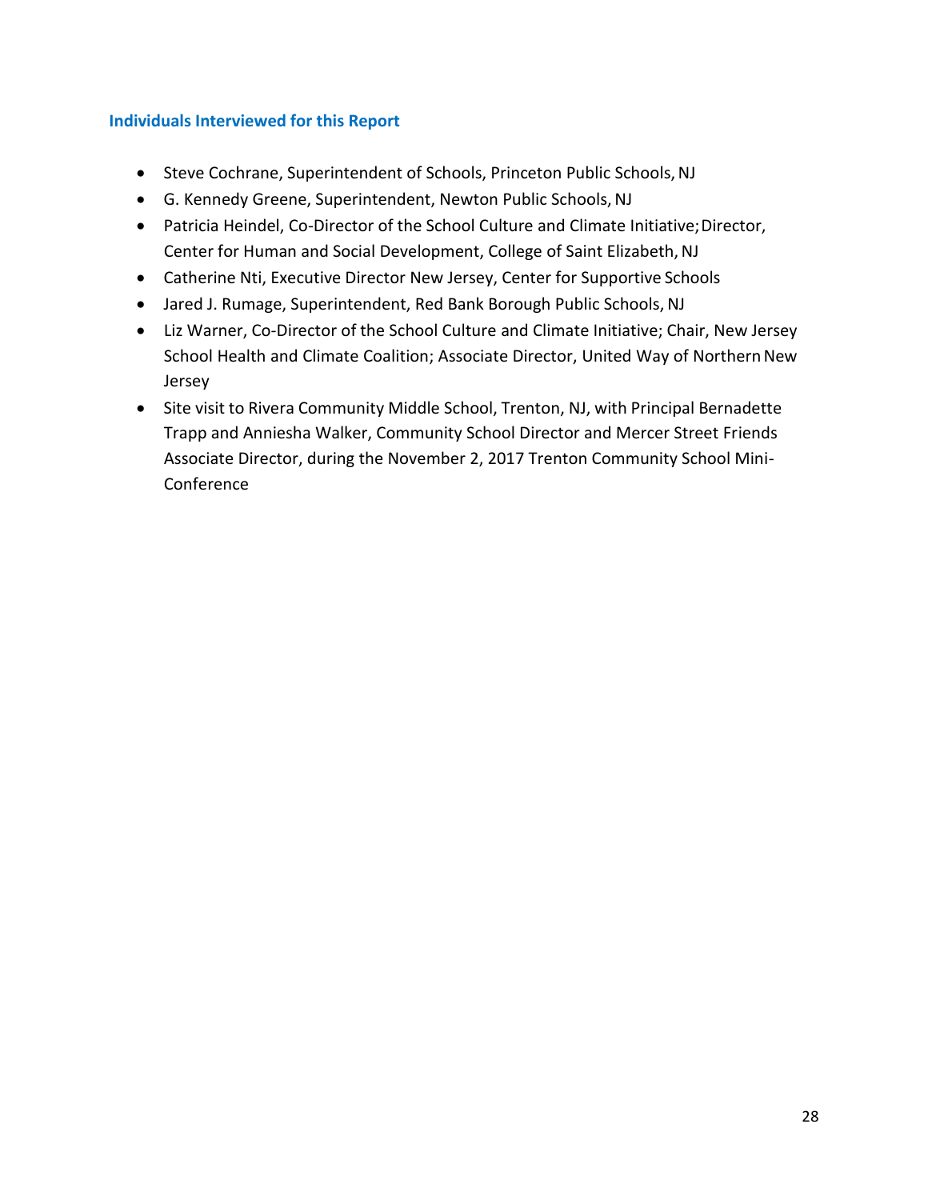### Individuals Interviewed for this Report

- Steve Cochrane, Superintendent of Schools, Princeton Public Schools, NJ
- G. Kennedy Greene, Superintendent, Newton Public Schools, NJ
- Patricia Heindel, Co-Director of the School Culture and Climate Initiative; Director, Center for Human and Social Development, College of Saint Elizabeth, NJ
- Catherine Nti, Executive Director New Jersey, Center for Supportive Schools
- Jared J. Rumage, Superintendent, Red Bank Borough Public Schools, NJ
- Liz Warner, Co-Director of the School Culture and Climate Initiative; Chair, New Jersey School Health and Climate Coalition; Associate Director, United Way of Northern New Jersey
- Site visit to Rivera Community Middle School, Trenton, NJ, with Principal Bernadette Trapp and Anniesha Walker, Community School Director and Mercer Street Friends Associate Director, during the November 2, 2017 Trenton Community School Mini-Conference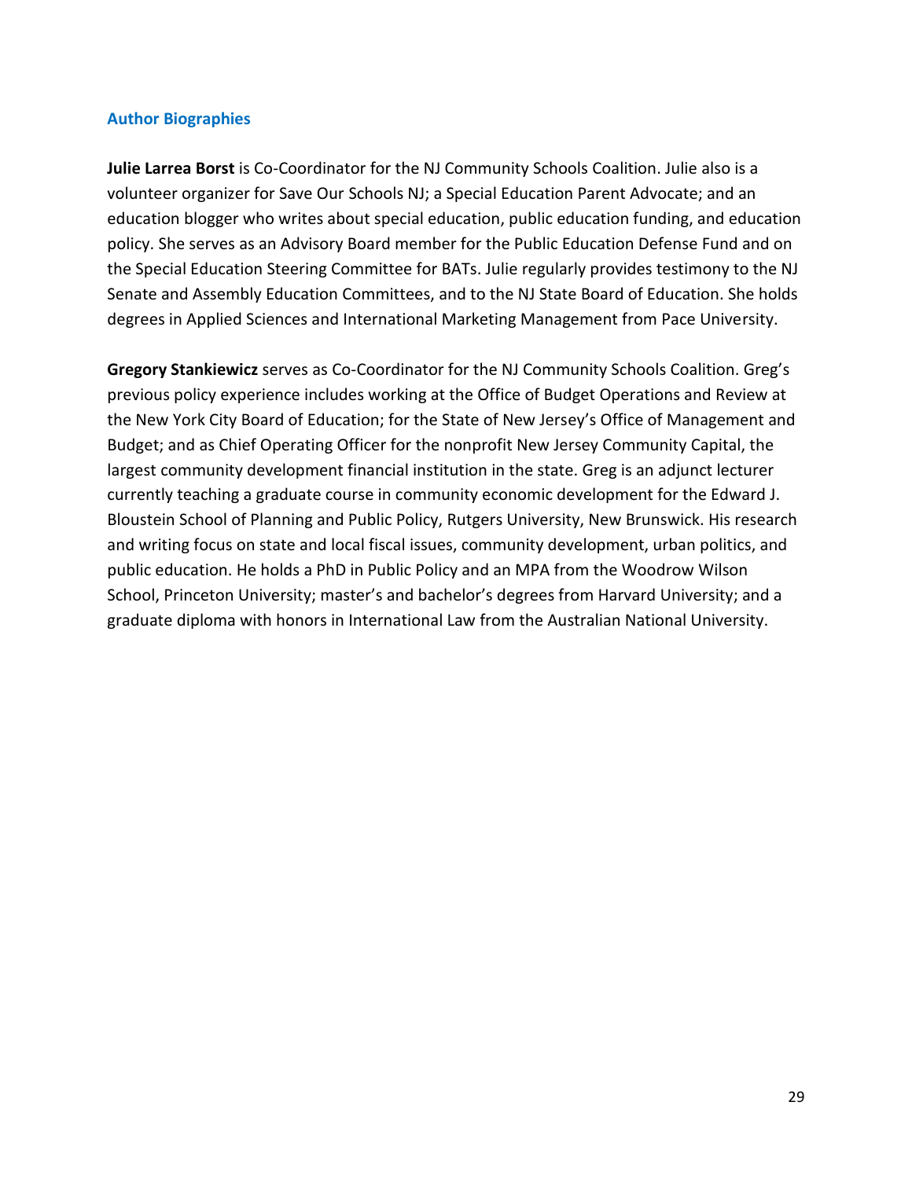## Author Biographies

**Julie Larrea Borst** is Co-Coordinator for the NJ Community Schools Coalition. Julie also is a volunteer organizer for Save Our Schools NJ; a Special Education Parent Advocate; and an education blogger who writes about special education, public education funding, and education policy. She serves as an Advisory Board member for the Public Education Defense Fund and on the Special Education Steering Committee for BATs. Julie regularly provides testimony to the NJ Senate and Assembly Education Committees, and to the NJ State Board of Education. She holds degrees in Applied Sciences and International Marketing Management from Pace University.

**Gregory Stankiewicz** serves as Co-Coordinator for the NJ Community Schools Coalition. Greg's previous policy experience includes working at the Office of Budget Operations and Review at the New York City Board of Education; for the State of New Jersey's Office of Management and Budget; and as Chief Operating Officer for the nonprofit New Jersey Community Capital, the largest community development financial institution in the state. Greg is an adjunct lecturer currently teaching a graduate course in community economic development for the Edward J. Bloustein School of Planning and Public Policy, Rutgers University, New Brunswick. His research and writing focus on state and local fiscal issues, community development, urban politics, and public education. He holds a PhD in Public Policy and an MPA from the Woodrow Wilson School, Princeton University; master's and bachelor's degrees from Harvard University; and a graduate diploma with honors in International Law from the Australian National University.